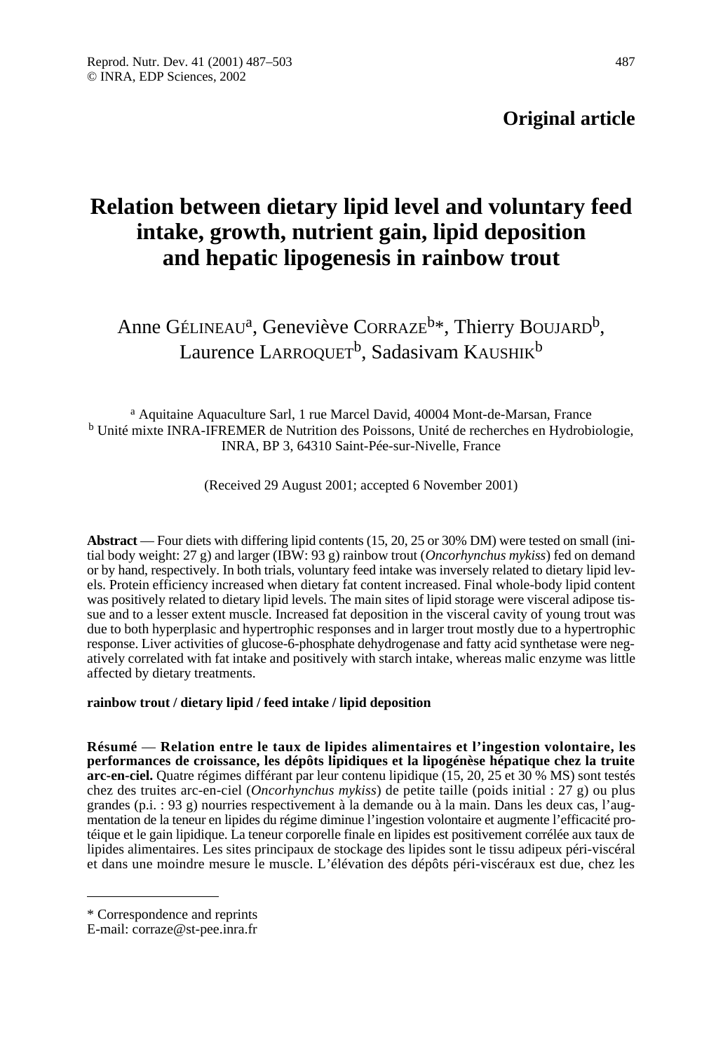**Original article**

# Relation between dietary lipid level and voluntary feed intake, growth, nutrient gain, lipid deposition and hepatic lipogenesis in rainbow trout

Anne GÉLINEAU[a], Geneviève CORRAZE[b]*, Thierry BOUJARD[b], Laurence LARROQUET[b], Sadasivam KAUSHIK[b]

[a] Aquitaine Aquaculture Sarl, 1 rue Marcel David, 40004 Mont-de-Marsan, France
[b] Unité mixte INRA-IFREMER de Nutrition des Poissons, Unité de recherches en Hydrobiologie, INRA, BP 3, 64310 Saint-Pée-sur-Nivelle, France

(Received 29 August 2001; accepted 6 November 2001)

**Abstract** — Four diets with differing lipid contents (15, 20, 25 or 30% DM) were tested on small (initial body weight: 27 g) and larger (IBW: 93 g) rainbow trout (*Oncorhynchus mykiss*) fed on demand or by hand, respectively. In both trials, voluntary feed intake was inversely related to dietary lipid levels. Protein efficiency increased when dietary fat content increased. Final whole-body lipid content was positively related to dietary lipid levels. The main sites of lipid storage were visceral adipose tissue and to a lesser extent muscle. Increased fat deposition in the visceral cavity of young trout was due to both hyperplasic and hypertrophic responses and in larger trout mostly due to a hypertrophic response. Liver activities of glucose-6-phosphate dehydrogenase and fatty acid synthetase were negatively correlated with fat intake and positively with starch intake, whereas malic enzyme was little affected by dietary treatments.

**rainbow trout / dietary lipid / feed intake / lipid deposition**

**Résumé** — **Relation entre le taux de lipides alimentaires et l'ingestion volontaire, les performances de croissance, les dépôts lipidiques et la lipogénèse hépatique chez la truite arc-en-ciel.** Quatre régimes différant par leur contenu lipidique (15, 20, 25 et 30 % MS) sont testés chez des truites arc-en-ciel (*Oncorhynchus mykiss*) de petite taille (poids initial : 27 g) ou plus grandes (p.i. : 93 g) nourries respectivement à la demande ou à la main. Dans les deux cas, l'augmentation de la teneur en lipides du régime diminue l'ingestion volontaire et augmente l'efficacité protéique et le gain lipidique. La teneur corporelle finale en lipides est positivement corrélée aux taux de lipides alimentaires. Les sites principaux de stockage des lipides sont le tissu adipeux péri-viscéral et dans une moindre mesure le muscle. L'élévation des dépôts péri-viscéraux est due, chez les

---

\* Correspondence and reprints
E-mail: corraze@st-pee.inra.fr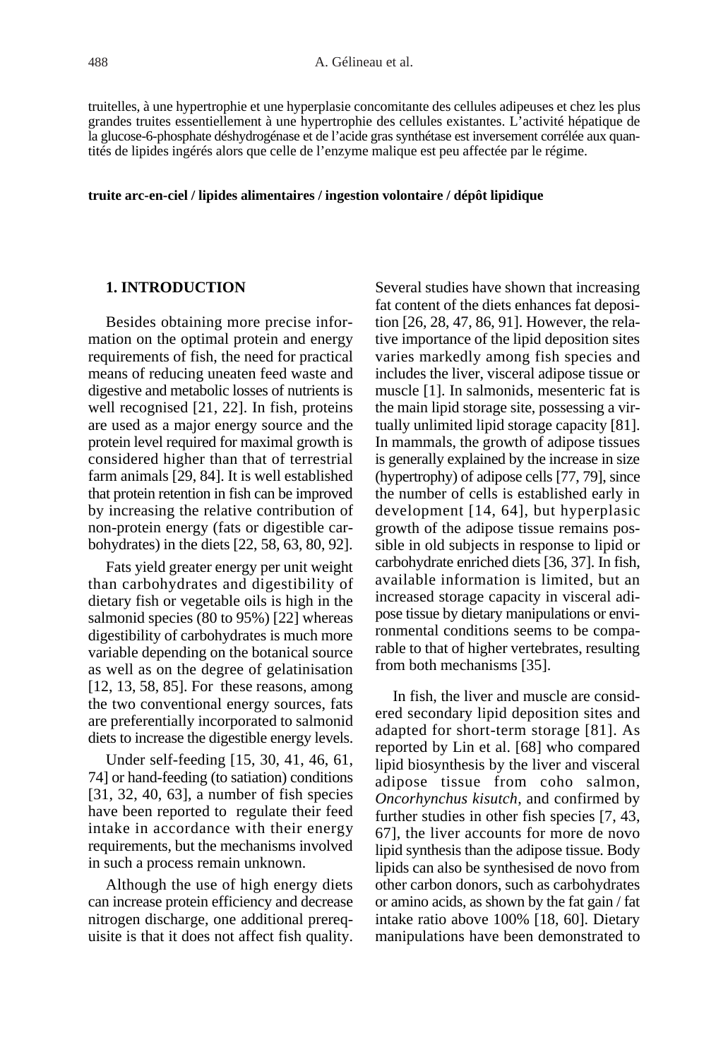truitelles, à une hypertrophie et une hyperplasie concomitante des cellules adipeuses et chez les plus grandes truites essentiellement à une hypertrophie des cellules existantes. L'activité hépatique de la glucose-6-phosphate déshydrogénase et de l'acide gras synthétase est inversement corrélée aux quantités de lipides ingérés alors que celle de l'enzyme malique est peu affectée par le régime.

**truite arc-en-ciel / lipides alimentaires / ingestion volontaire / dépôt lipidique**

## 1. INTRODUCTION

Besides obtaining more precise information on the optimal protein and energy requirements of fish, the need for practical means of reducing uneaten feed waste and digestive and metabolic losses of nutrients is well recognised [21, 22]. In fish, proteins are used as a major energy source and the protein level required for maximal growth is considered higher than that of terrestrial farm animals [29, 84]. It is well established that protein retention in fish can be improved by increasing the relative contribution of non-protein energy (fats or digestible carbohydrates) in the diets [22, 58, 63, 80, 92].

Fats yield greater energy per unit weight than carbohydrates and digestibility of dietary fish or vegetable oils is high in the salmonid species (80 to 95%) [22] whereas digestibility of carbohydrates is much more variable depending on the botanical source as well as on the degree of gelatinisation [12, 13, 58, 85]. For these reasons, among the two conventional energy sources, fats are preferentially incorporated to salmonid diets to increase the digestible energy levels.

Under self-feeding [15, 30, 41, 46, 61, 74] or hand-feeding (to satiation) conditions [31, 32, 40, 63], a number of fish species have been reported to regulate their feed intake in accordance with their energy requirements, but the mechanisms involved in such a process remain unknown.

Although the use of high energy diets can increase protein efficiency and decrease nitrogen discharge, one additional prerequisite is that it does not affect fish quality. Several studies have shown that increasing fat content of the diets enhances fat deposition [26, 28, 47, 86, 91]. However, the relative importance of the lipid deposition sites varies markedly among fish species and includes the liver, visceral adipose tissue or muscle [1]. In salmonids, mesenteric fat is the main lipid storage site, possessing a virtually unlimited lipid storage capacity [81]. In mammals, the growth of adipose tissues is generally explained by the increase in size (hypertrophy) of adipose cells [77, 79], since the number of cells is established early in development [14, 64], but hyperplasic growth of the adipose tissue remains possible in old subjects in response to lipid or carbohydrate enriched diets [36, 37]. In fish, available information is limited, but an increased storage capacity in visceral adipose tissue by dietary manipulations or environmental conditions seems to be comparable to that of higher vertebrates, resulting from both mechanisms [35].

In fish, the liver and muscle are considered secondary lipid deposition sites and adapted for short-term storage [81]. As reported by Lin et al. [68] who compared lipid biosynthesis by the liver and visceral adipose tissue from coho salmon, *Oncorhynchus kisutch*, and confirmed by further studies in other fish species [7, 43, 67], the liver accounts for more de novo lipid synthesis than the adipose tissue. Body lipids can also be synthesised de novo from other carbon donors, such as carbohydrates or amino acids, as shown by the fat gain / fat intake ratio above 100% [18, 60]. Dietary manipulations have been demonstrated to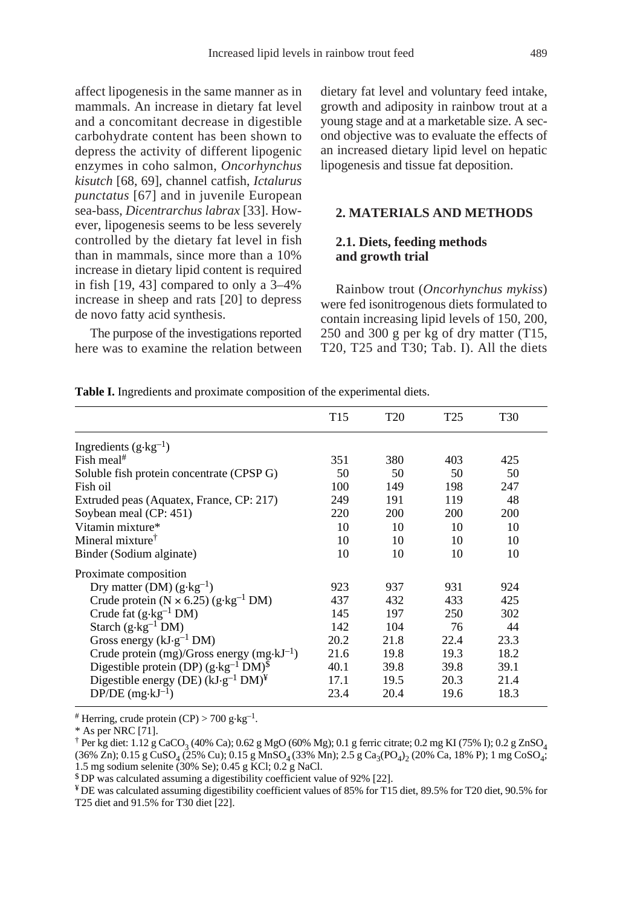affect lipogenesis in the same manner as in mammals. An increase in dietary fat level and a concomitant decrease in digestible carbohydrate content has been shown to depress the activity of different lipogenic enzymes in coho salmon, *Oncorhynchus kisutch* [68, 69], channel catfish, *Ictalurus punctatus* [67] and in juvenile European sea-bass, *Dicentrarchus labrax* [33]. However, lipogenesis seems to be less severely controlled by the dietary fat level in fish than in mammals, since more than a 10% increase in dietary lipid content is required in fish [19, 43] compared to only a 3–4% increase in sheep and rats [20] to depress de novo fatty acid synthesis.

The purpose of the investigations reported here was to examine the relation between dietary fat level and voluntary feed intake, growth and adiposity in rainbow trout at a young stage and at a marketable size. A second objective was to evaluate the effects of an increased dietary lipid level on hepatic lipogenesis and tissue fat deposition.

## 2. MATERIALS AND METHODS

### 2.1. Diets, feeding methods and growth trial

Rainbow trout (*Oncorhynchus mykiss*) were fed isonitrogenous diets formulated to contain increasing lipid levels of 150, 200, 250 and 300 g per kg of dry matter (T15, T20, T25 and T30; Tab. I). All the diets

**Table I.** Ingredients and proximate composition of the experimental diets.

| | T15 | T20 | T25 | T30 |
|---|---|---|---|---|
| Ingredients ($g \cdot kg^{-1}$) | | | | |
| Fish meal[#] | 351 | 380 | 403 | 425 |
| Soluble fish protein concentrate (CPSP G) | 50 | 50 | 50 | 50 |
| Fish oil | 100 | 149 | 198 | 247 |
| Extruded peas (Aquatex, France, CP: 217) | 249 | 191 | 119 | 48 |
| Soybean meal (CP: 451) | 220 | 200 | 200 | 200 |
| Vitamin mixture* | 10 | 10 | 10 | 10 |
| Mineral mixture[†] | 10 | 10 | 10 | 10 |
| Binder (Sodium alginate) | 10 | 10 | 10 | 10 |
| Proximate composition | | | | |
| Dry matter (DM) ($g \cdot kg^{-1}$) | 923 | 937 | 931 | 924 |
| Crude protein ($N \times 6.25$) ($g \cdot kg^{-1}$ DM) | 437 | 432 | 433 | 425 |
| Crude fat ($g \cdot kg^{-1}$ DM) | 145 | 197 | 250 | 302 |
| Starch ($g \cdot kg^{-1}$ DM) | 142 | 104 | 76 | 44 |
| Gross energy ($kJ \cdot g^{-1}$ DM) | 20.2 | 21.8 | 22.4 | 23.3 |
| Crude protein (mg)/Gross energy ($mg \cdot kJ^{-1}$) | 21.6 | 19.8 | 19.3 | 18.2 |
| Digestible protein (DP) ($g \cdot kg^{-1}$ DM)[$] | 40.1 | 39.8 | 39.8 | 39.1 |
| Digestible energy (DE) ($kJ \cdot g^{-1}$ DM)[¥] | 17.1 | 19.5 | 20.3 | 21.4 |
| DP/DE ($mg \cdot kJ^{-1}$) | 23.4 | 20.4 | 19.6 | 18.3 |

[#] Herring, crude protein (CP) > 700 $g \cdot kg^{-1}$.

\* As per NRC [71].

[†] Per kg diet: 1.12 g $CaCO_3$ (40% Ca); 0.62 g MgO (60% Mg); 0.1 g ferric citrate; 0.2 mg KI (75% I); 0.2 g $ZnSO_4$ (36% Zn); 0.15 g $CuSO_4$ (25% Cu); 0.15 g $MnSO_4$ (33% Mn); 2.5 g $Ca_3(PO_4)_2$ (20% Ca, 18% P); 1 mg $CoSO_4$; 1.5 mg sodium selenite (30% Se); 0.45 g KCl; 0.2 g NaCl.

[$] DP was calculated assuming a digestibility coefficient value of 92% [22].

[¥] DE was calculated assuming digestibility coefficient values of 85% for T15 diet, 89.5% for T20 diet, 90.5% for T25 diet and 91.5% for T30 diet [22].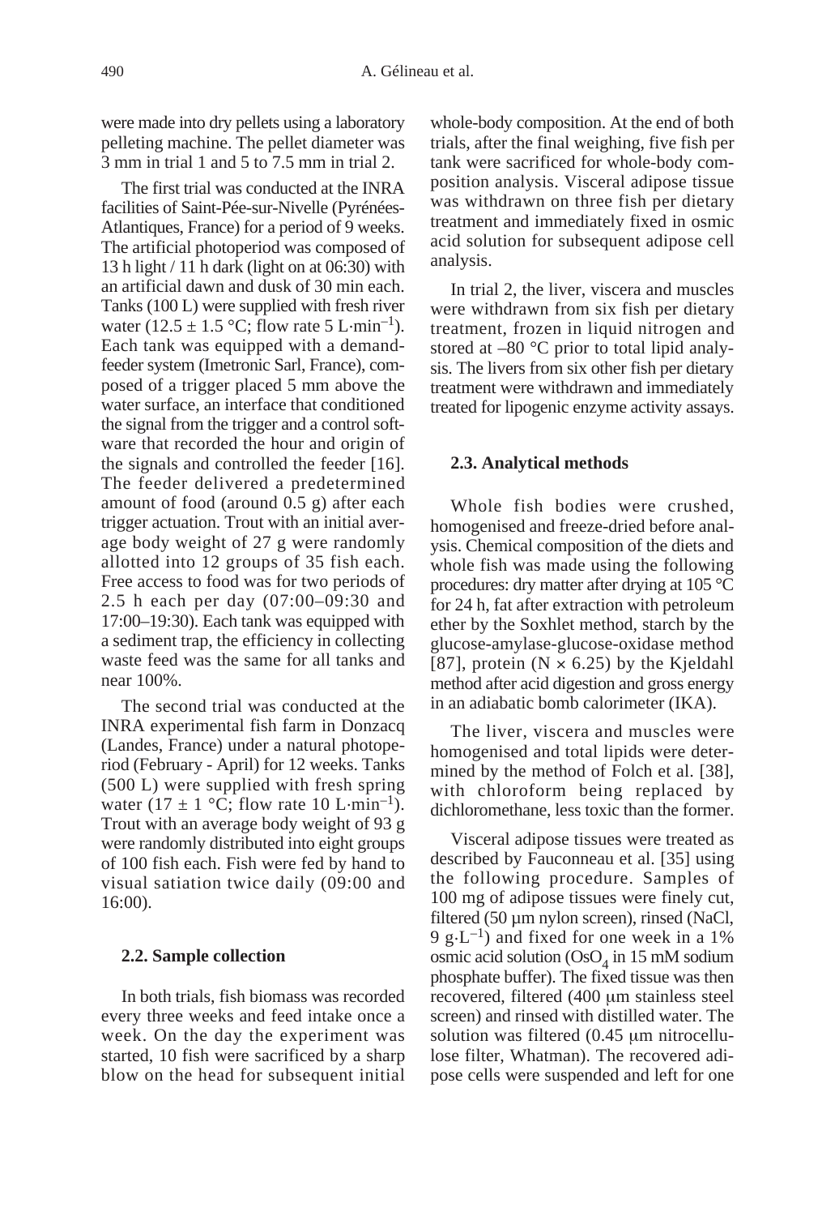were made into dry pellets using a laboratory pelleting machine. The pellet diameter was 3 mm in trial 1 and 5 to 7.5 mm in trial 2.

The first trial was conducted at the INRA facilities of Saint-Pée-sur-Nivelle (Pyrénées-Atlantiques, France) for a period of 9 weeks. The artificial photoperiod was composed of 13 h light / 11 h dark (light on at 06:30) with an artificial dawn and dusk of 30 min each. Tanks (100 L) were supplied with fresh river water (12.5 ± 1.5 °C; flow rate 5 L·min$^{-1}$). Each tank was equipped with a demand-feeder system (Imetronic Sarl, France), composed of a trigger placed 5 mm above the water surface, an interface that conditioned the signal from the trigger and a control software that recorded the hour and origin of the signals and controlled the feeder [16]. The feeder delivered a predetermined amount of food (around 0.5 g) after each trigger actuation. Trout with an initial average body weight of 27 g were randomly allotted into 12 groups of 35 fish each. Free access to food was for two periods of 2.5 h each per day (07:00–09:30 and 17:00–19:30). Each tank was equipped with a sediment trap, the efficiency in collecting waste feed was the same for all tanks and near 100%.

The second trial was conducted at the INRA experimental fish farm in Donzacq (Landes, France) under a natural photoperiod (February - April) for 12 weeks. Tanks (500 L) were supplied with fresh spring water (17 ± 1 °C; flow rate 10 L·min$^{-1}$). Trout with an average body weight of 93 g were randomly distributed into eight groups of 100 fish each. Fish were fed by hand to visual satiation twice daily (09:00 and 16:00).

### 2.2. Sample collection

In both trials, fish biomass was recorded every three weeks and feed intake once a week. On the day the experiment was started, 10 fish were sacrificed by a sharp blow on the head for subsequent initial whole-body composition. At the end of both trials, after the final weighing, five fish per tank were sacrificed for whole-body composition analysis. Visceral adipose tissue was withdrawn on three fish per dietary treatment and immediately fixed in osmic acid solution for subsequent adipose cell analysis.

In trial 2, the liver, viscera and muscles were withdrawn from six fish per dietary treatment, frozen in liquid nitrogen and stored at –80 °C prior to total lipid analysis. The livers from six other fish per dietary treatment were withdrawn and immediately treated for lipogenic enzyme activity assays.

### 2.3. Analytical methods

Whole fish bodies were crushed, homogenised and freeze-dried before analysis. Chemical composition of the diets and whole fish was made using the following procedures: dry matter after drying at 105 °C for 24 h, fat after extraction with petroleum ether by the Soxhlet method, starch by the glucose-amylase-glucose-oxidase method [87], protein (N × 6.25) by the Kjeldahl method after acid digestion and gross energy in an adiabatic bomb calorimeter (IKA).

The liver, viscera and muscles were homogenised and total lipids were determined by the method of Folch et al. [38], with chloroform being replaced by dichloromethane, less toxic than the former.

Visceral adipose tissues were treated as described by Fauconneau et al. [35] using the following procedure. Samples of 100 mg of adipose tissues were finely cut, filtered (50 µm nylon screen), rinsed (NaCl, 9 g·L$^{-1}$) and fixed for one week in a 1% osmic acid solution ($OsO_4$ in 15 mM sodium phosphate buffer). The fixed tissue was then recovered, filtered (400 µm stainless steel screen) and rinsed with distilled water. The solution was filtered (0.45 µm nitrocellulose filter, Whatman). The recovered adipose cells were suspended and left for one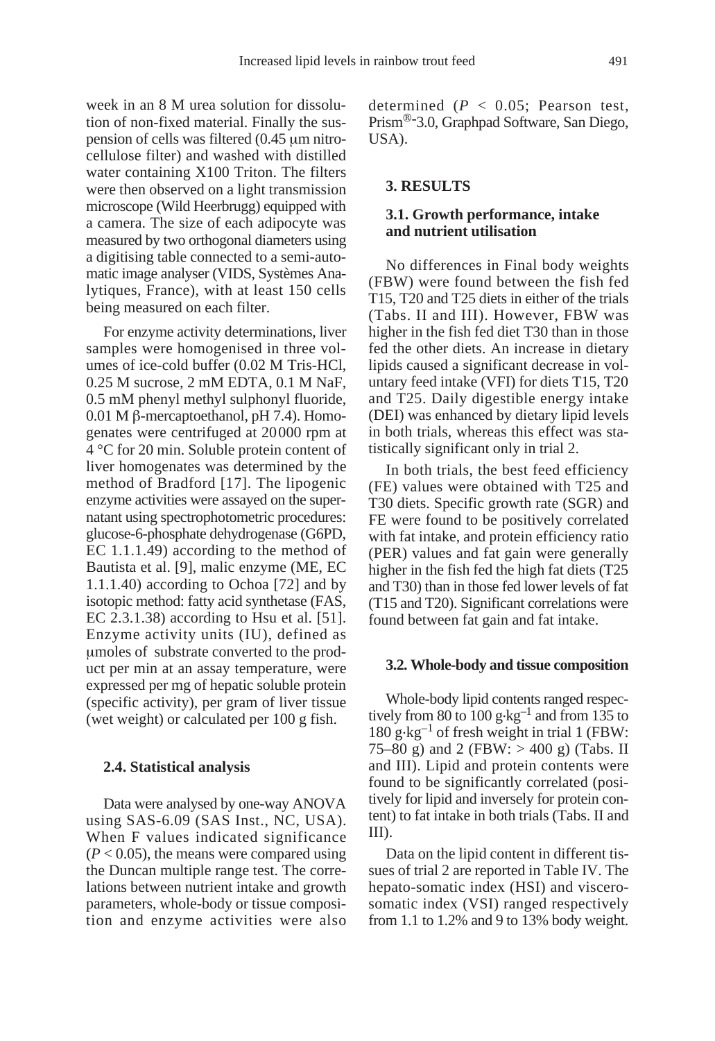week in an 8 M urea solution for dissolution of non-fixed material. Finally the suspension of cells was filtered (0.45 μm nitrocellulose filter) and washed with distilled water containing X100 Triton. The filters were then observed on a light transmission microscope (Wild Heerbrugg) equipped with a camera. The size of each adipocyte was measured by two orthogonal diameters using a digitising table connected to a semi-automatic image analyser (VIDS, Systèmes Analytiques, France), with at least 150 cells being measured on each filter.

For enzyme activity determinations, liver samples were homogenised in three volumes of ice-cold buffer (0.02 M Tris-HCl, 0.25 M sucrose, 2 mM EDTA, 0.1 M NaF, 0.5 mM phenyl methyl sulphonyl fluoride, 0.01 M β-mercaptoethanol, pH 7.4). Homogenates were centrifuged at 20000 rpm at 4 °C for 20 min. Soluble protein content of liver homogenates was determined by the method of Bradford [17]. The lipogenic enzyme activities were assayed on the supernatant using spectrophotometric procedures: glucose-6-phosphate dehydrogenase (G6PD, EC 1.1.1.49) according to the method of Bautista et al. [9], malic enzyme (ME, EC 1.1.1.40) according to Ochoa [72] and by isotopic method: fatty acid synthetase (FAS, EC 2.3.1.38) according to Hsu et al. [51]. Enzyme activity units (IU), defined as μmoles of substrate converted to the product per min at an assay temperature, were expressed per mg of hepatic soluble protein (specific activity), per gram of liver tissue (wet weight) or calculated per 100 g fish.

### 2.4. Statistical analysis

Data were analysed by one-way ANOVA using SAS-6.09 (SAS Inst., NC, USA). When F values indicated significance ($P < 0.05$), the means were compared using the Duncan multiple range test. The correlations between nutrient intake and growth parameters, whole-body or tissue composition and enzyme activities were also determined ($P < 0.05$; Pearson test, Prism®-3.0, Graphpad Software, San Diego, USA).

## 3. RESULTS

### 3.1. Growth performance, intake and nutrient utilisation

No differences in Final body weights (FBW) were found between the fish fed T15, T20 and T25 diets in either of the trials (Tabs. II and III). However, FBW was higher in the fish fed diet T30 than in those fed the other diets. An increase in dietary lipids caused a significant decrease in voluntary feed intake (VFI) for diets T15, T20 and T25. Daily digestible energy intake (DEI) was enhanced by dietary lipid levels in both trials, whereas this effect was statistically significant only in trial 2.

In both trials, the best feed efficiency (FE) values were obtained with T25 and T30 diets. Specific growth rate (SGR) and FE were found to be positively correlated with fat intake, and protein efficiency ratio (PER) values and fat gain were generally higher in the fish fed the high fat diets (T25 and T30) than in those fed lower levels of fat (T15 and T20). Significant correlations were found between fat gain and fat intake.

### 3.2. Whole-body and tissue composition

Whole-body lipid contents ranged respectively from 80 to 100 $g \cdot kg^{-1}$ and from 135 to 180 $g \cdot kg^{-1}$ of fresh weight in trial 1 (FBW: 75–80 g) and 2 (FBW: > 400 g) (Tabs. II and III). Lipid and protein contents were found to be significantly correlated (positively for lipid and inversely for protein content) to fat intake in both trials (Tabs. II and III).

Data on the lipid content in different tissues of trial 2 are reported in Table IV. The hepato-somatic index (HSI) and viscerosomatic index (VSI) ranged respectively from 1.1 to 1.2% and 9 to 13% body weight.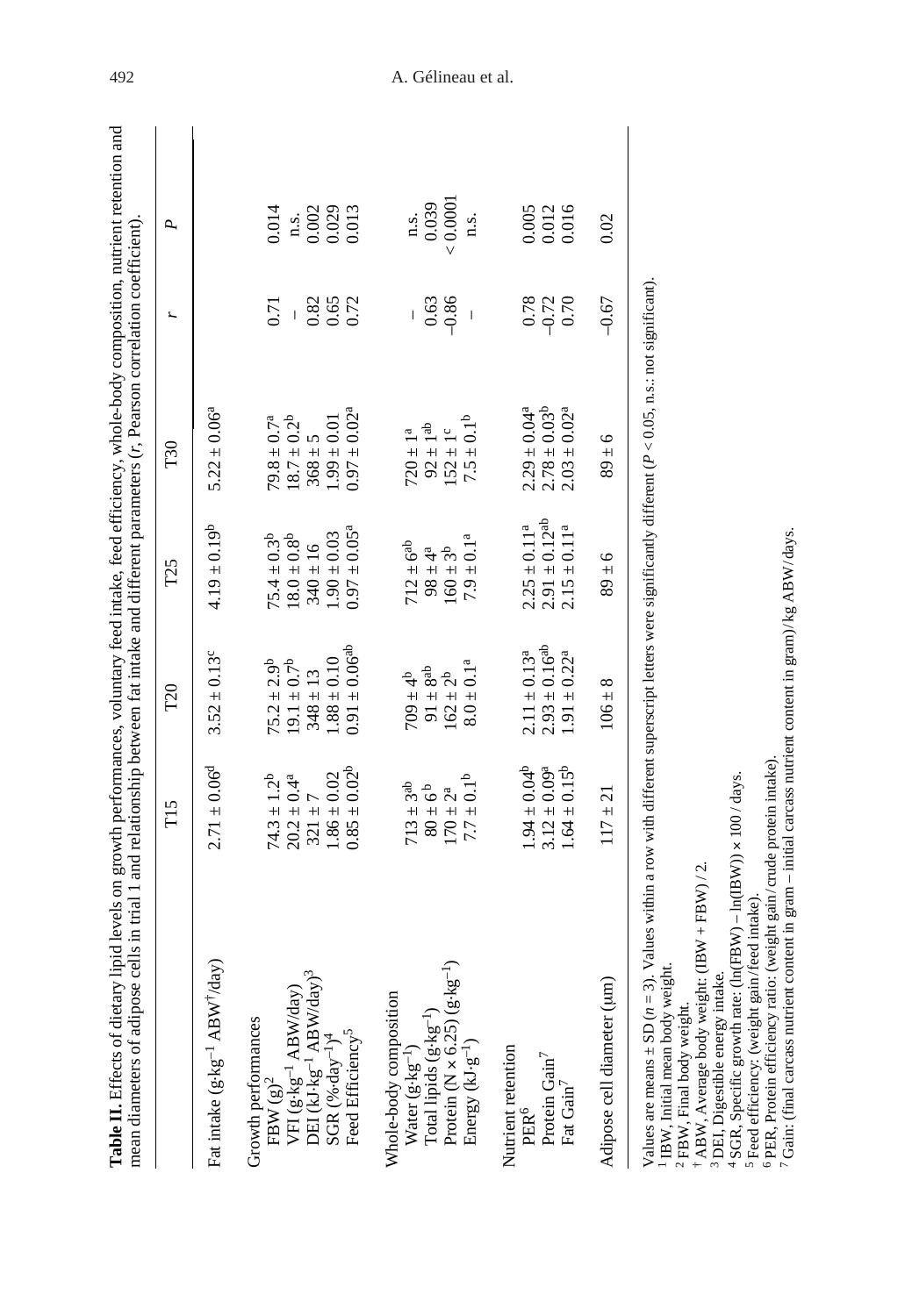**Table II.** Effects of dietary lipid levels on growth performances, voluntary feed intake, feed efficiency, whole-body composition, nutrient retention and mean diameters of adipose cells in trial 1 and relationship between fat intake and different parameters (*r*, Pearson correlation coefficient).

| | T15 | T20 | T25 | T30 | *r* | *P* |
|---|---|---|---|---|---|---|
| Fat intake ($g \cdot kg^{-1}$ ABW[†]/day) | $2.71 \pm 0.06^{d}$ | $3.52 \pm 0.13^{c}$ | $4.19 \pm 0.19^{b}$ | $5.22 \pm 0.06^{a}$ | | |
| Growth performances | | | | | | |
| FBW (g)[2] | $74.3 \pm 1.2^{b}$ | $75.2 \pm 2.9^{b}$ | $75.4 \pm 0.3^{b}$ | $79.8 \pm 0.7^{a}$ | 0.71 | 0.014 |
| VFI ($g \cdot kg^{-1}$ ABW/day) | $20.2 \pm 0.4^{a}$ | $19.1 \pm 0.7^{b}$ | $18.0 \pm 0.8^{b}$ | $18.7 \pm 0.2^{b}$ | – | n.s. |
| DEI ($kJ \cdot kg^{-1}$ ABW/day)[3] | $321 \pm 7$ | $348 \pm 13$ | $340 \pm 16$ | $368 \pm 5$ | 0.82 | 0.002 |
| SGR ($\% \cdot day^{-1}$)[4] | $1.86 \pm 0.02$ | $1.88 \pm 0.10$ | $1.90 \pm 0.03$ | $1.99 \pm 0.01$ | 0.65 | 0.029 |
| Feed Efficiency[5] | $0.85 \pm 0.02^{b}$ | $0.91 \pm 0.06^{ab}$ | $0.97 \pm 0.05^{a}$ | $0.97 \pm 0.02^{a}$ | 0.72 | 0.013 |
| Whole-body composition | | | | | | |
| Water ($g \cdot kg^{-1}$) | $713 \pm 3^{ab}$ | $709 \pm 4^{b}$ | $712 \pm 6^{ab}$ | $720 \pm 1^{a}$ | – | n.s. |
| Total lipids ($g \cdot kg^{-1}$) | $80 \pm 6^{b}$ | $91 \pm 8^{ab}$ | $98 \pm 4^{a}$ | $92 \pm 1^{ab}$ | 0.63 | 0.039 |
| Protein (N × 6.25) ($g \cdot kg^{-1}$) | $170 \pm 2^{a}$ | $162 \pm 2^{b}$ | $160 \pm 3^{b}$ | $152 \pm 1^{c}$ | −0.86 | < 0.0001 |
| Energy ($kJ \cdot g^{-1}$) | $7.7 \pm 0.1^{b}$ | $8.0 \pm 0.1^{a}$ | $7.9 \pm 0.1^{a}$ | $7.5 \pm 0.1^{b}$ | – | n.s. |
| Nutrient retention | | | | | | |
| PER[6] | $1.94 \pm 0.04^{b}$ | $2.11 \pm 0.13^{a}$ | $2.25 \pm 0.11^{a}$ | $2.29 \pm 0.04^{a}$ | 0.78 | 0.005 |
| Protein Gain[7] | $3.12 \pm 0.09^{a}$ | $2.93 \pm 0.16^{ab}$ | $2.91 \pm 0.12^{ab}$ | $2.78 \pm 0.03^{b}$ | −0.72 | 0.012 |
| Fat Gain[7] | $1.64 \pm 0.15^{b}$ | $1.91 \pm 0.22^{a}$ | $2.15 \pm 0.11^{a}$ | $2.03 \pm 0.02^{a}$ | 0.70 | 0.016 |
| Adipose cell diameter (µm) | $117 \pm 21$ | $106 \pm 8$ | $89 \pm 6$ | $89 \pm 6$ | −0.67 | 0.02 |

Values are means ± SD ($n = 3$). Values within a row with different superscript letters were significantly different ($P < 0.05$, n.s.: not significant).
[1] IBW, Initial mean body weight.
[2] FBW, Final body weight.
[†] ABW, Average body weight: (IBW + FBW) / 2.
[3] DEI, Digestible energy intake.
[4] SGR, Specific growth rate: (ln(FBW) – ln(IBW)) × 100 / days.
[5] Feed efficiency: (weight gain/feed intake).
[6] PER, Protein efficiency ratio: (weight gain/crude protein intake).
[7] Gain: (final carcass nutrient content in gram – initial carcass nutrient content in gram)/kg ABW/days.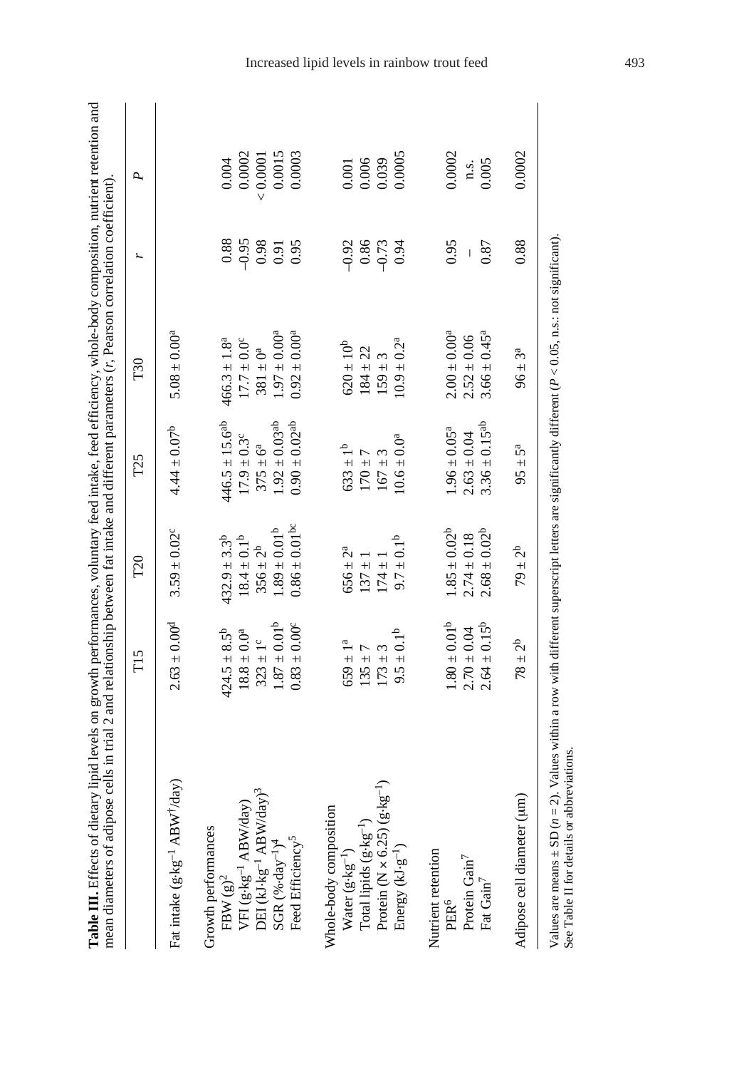**Table III.** Effects of dietary lipid levels on growth performances, voluntary feed intake, feed efficiency, whole-body composition, nutrient retention and mean diameters of adipose cells in trial 2 and relationship between fat intake and different parameters (*r*, Pearson correlation coefficient).

| | T15 | T20 | T25 | T30 | *r* | *P* |
|---|---|---|---|---|---|---|
| Fat intake ($g \cdot kg^{-1}$ $ABW^{†}$/day) | $2.63 \pm 0.00^{d}$ | $3.59 \pm 0.02^{c}$ | $4.44 \pm 0.07^{b}$ | $5.08 \pm 0.00^{a}$ | | |
| Growth performances | | | | | | |
| FBW (g)[2] | $424.5 \pm 8.5^{b}$ | $432.9 \pm 3.3^{b}$ | $446.5 \pm 15.6^{ab}$ | $466.3 \pm 1.8^{a}$ | 0.88 | 0.004 |
| VFI ($g \cdot kg^{-1}$ ABW/day) | $18.8 \pm 0.0^{a}$ | $18.4 \pm 0.1^{b}$ | $17.9 \pm 0.3^{c}$ | $17.7 \pm 0.0^{c}$ | –0.95 | 0.0002 |
| DEI ($kJ \cdot kg^{-1}$ ABW/day)[3] | $323 \pm 1^{c}$ | $356 \pm 2^{b}$ | $375 \pm 6^{a}$ | $381 \pm 0^{a}$ | 0.98 | < 0.0001 |
| SGR ($\% \cdot day^{-1}$)[4] | $1.87 \pm 0.01^{b}$ | $1.89 \pm 0.01^{b}$ | $1.92 \pm 0.03^{ab}$ | $1.97 \pm 0.00^{a}$ | 0.91 | 0.0015 |
| Feed Efficiency[5] | $0.83 \pm 0.00^{c}$ | $0.86 \pm 0.01^{bc}$ | $0.90 \pm 0.02^{ab}$ | $0.92 \pm 0.00^{a}$ | 0.95 | 0.0003 |
| Whole-body composition | | | | | | |
| Water ($g \cdot kg^{-1}$) | $659 \pm 1^{a}$ | $656 \pm 2^{a}$ | $633 \pm 1^{b}$ | $620 \pm 10^{b}$ | –0.92 | 0.001 |
| Total lipids ($g \cdot kg^{-1}$) | $135 \pm 7$ | $137 \pm 1$ | $170 \pm 7$ | $184 \pm 22$ | 0.86 | 0.006 |
| Protein (N × 6.25) ($g \cdot kg^{-1}$) | $173 \pm 3$ | $174 \pm 1$ | $167 \pm 3$ | $159 \pm 3$ | –0.73 | 0.039 |
| Energy ($kJ \cdot g^{-1}$) | $9.5 \pm 0.1^{b}$ | $9.7 \pm 0.1^{b}$ | $10.6 \pm 0.0^{a}$ | $10.9 \pm 0.2^{a}$ | 0.94 | 0.0005 |
| Nutrient retention | | | | | | |
| PER[6] | $1.80 \pm 0.01^{b}$ | $1.85 \pm 0.02^{b}$ | $1.96 \pm 0.05^{a}$ | $2.00 \pm 0.00^{a}$ | 0.95 | 0.0002 |
| Protein Gain[7] | $2.70 \pm 0.04$ | $2.74 \pm 0.18$ | $2.63 \pm 0.04$ | $2.52 \pm 0.06$ | – | n.s. |
| Fat Gain[7] | $2.64 \pm 0.15^{b}$ | $2.68 \pm 0.02^{b}$ | $3.36 \pm 0.15^{ab}$ | $3.66 \pm 0.45^{a}$ | 0.87 | 0.005 |
| Adipose cell diameter (μm) | $78 \pm 2^{b}$ | $79 \pm 2^{b}$ | $95 \pm 5^{a}$ | $96 \pm 3^{a}$ | 0.88 | 0.0002 |

Values are means ± SD ($n = 2$). Values within a row with different superscript letters are significantly different ($P < 0.05$, n.s.: not significant).
See Table II for details or abbreviations.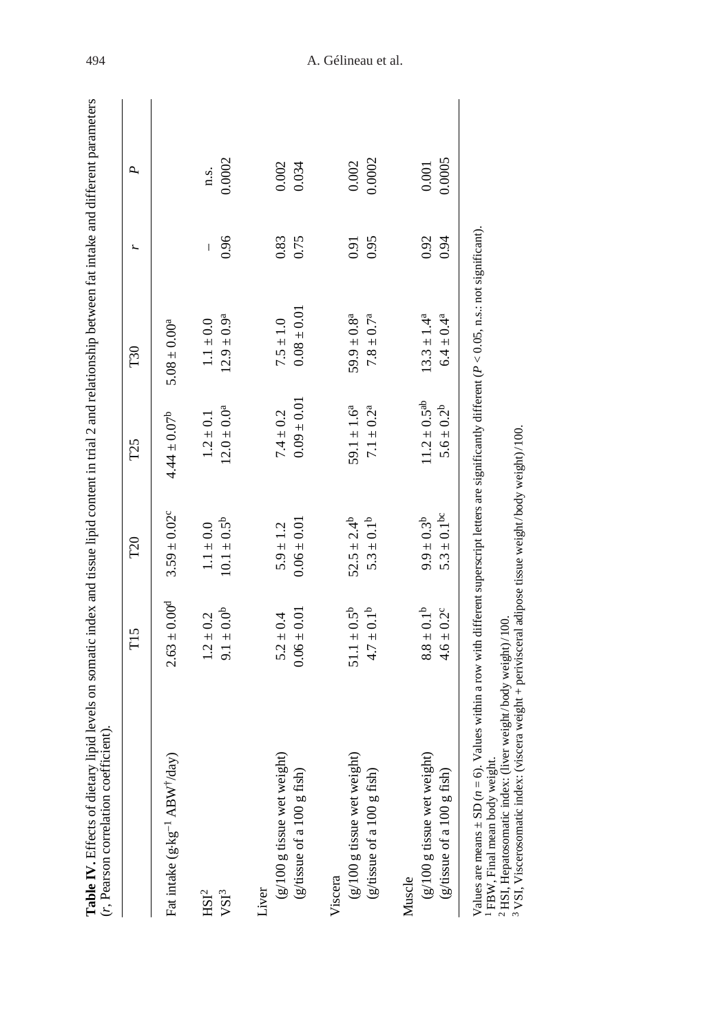**Table IV.** Effects of dietary lipid levels on somatic index and tissue lipid content in trial 2 and relationship between fat intake and different parameters ($r$, Pearson correlation coefficient).

| | T15 | T20 | T25 | T30 | $r$ | $P$ |
|---|---|---|---|---|---|---|
| Fat intake (g·kg$^{-1}$ ABW[†]/day) | $2.63 \pm 0.00^{d}$ | $3.59 \pm 0.02^{c}$ | $4.44 \pm 0.07^{b}$ | $5.08 \pm 0.00^{a}$ | | |
| HSI[2] | $1.2 \pm 0.2$ | $1.1 \pm 0.0$ | $1.2 \pm 0.1$ | $1.1 \pm 0.0$ | – | n.s. |
| VSI[3] | $9.1 \pm 0.0^{b}$ | $10.1 \pm 0.5^{b}$ | $12.0 \pm 0.0^{a}$ | $12.9 \pm 0.9^{a}$ | 0.96 | 0.0002 |
| Liver | | | | | | |
| (g/100 g tissue wet weight) | $5.2 \pm 0.4$ | $5.9 \pm 1.2$ | $7.4 \pm 0.2$ | $7.5 \pm 1.0$ | 0.83 | 0.002 |
| (g/tissue of a 100 g fish) | $0.06 \pm 0.01$ | $0.06 \pm 0.01$ | $0.09 \pm 0.01$ | $0.08 \pm 0.01$ | 0.75 | 0.034 |
| Viscera | | | | | | |
| (g/100 g tissue wet weight) | $51.1 \pm 0.5^{b}$ | $52.5 \pm 2.4^{b}$ | $59.1 \pm 1.6^{a}$ | $59.9 \pm 0.8^{a}$ | 0.91 | 0.002 |
| (g/tissue of a 100 g fish) | $4.7 \pm 0.1^{b}$ | $5.3 \pm 0.1^{b}$ | $7.1 \pm 0.2^{a}$ | $7.8 \pm 0.7^{a}$ | 0.95 | 0.0002 |
| Muscle | | | | | | |
| (g/100 g tissue wet weight) | $8.8 \pm 0.1^{b}$ | $9.9 \pm 0.3^{b}$ | $11.2 \pm 0.5^{ab}$ | $13.3 \pm 1.4^{a}$ | 0.92 | 0.001 |
| (g/tissue of a 100 g fish) | $4.6 \pm 0.2^{c}$ | $5.3 \pm 0.1^{bc}$ | $5.6 \pm 0.2^{b}$ | $6.4 \pm 0.4^{a}$ | 0.94 | 0.0005 |

Values are means ± SD ($n = 6$). Values within a row with different superscript letters are significantly different ($P < 0.05$, n.s.: not significant).
[1] FBW, Final mean body weight.
[2] HSI, Hepatosomatic index: (liver weight/body weight)/100.
[3] VSI, Viscerosomatic index: (viscera weight + perivisceral adipose tissue weight/body weight)/100.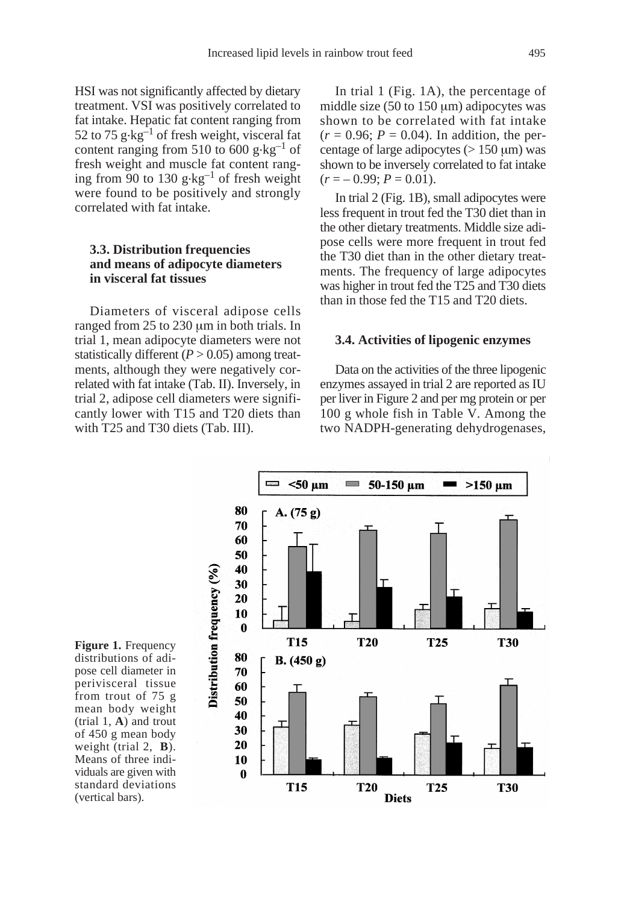HSI was not significantly affected by dietary treatment. VSI was positively correlated to fat intake. Hepatic fat content ranging from 52 to 75 g·kg$^{-1}$ of fresh weight, visceral fat content ranging from 510 to 600 g·kg$^{-1}$ of fresh weight and muscle fat content ranging from 90 to 130 g·kg$^{-1}$ of fresh weight were found to be positively and strongly correlated with fat intake.

### 3.3. Distribution frequencies and means of adipocyte diameters in visceral fat tissues

Diameters of visceral adipose cells ranged from 25 to 230 μm in both trials. In trial 1, mean adipocyte diameters were not statistically different ($P > 0.05$) among treatments, although they were negatively correlated with fat intake (Tab. II). Inversely, in trial 2, adipose cell diameters were significantly lower with T15 and T20 diets than with T25 and T30 diets (Tab. III).

In trial 1 (Fig. 1A), the percentage of middle size (50 to 150 μm) adipocytes was shown to be correlated with fat intake ($r = 0.96$; $P = 0.04$). In addition, the percentage of large adipocytes (> 150 μm) was shown to be inversely correlated to fat intake ($r = -0.99$; $P = 0.01$).

In trial 2 (Fig. 1B), small adipocytes were less frequent in trout fed the T30 diet than in the other dietary treatments. Middle size adipose cells were more frequent in trout fed the T30 diet than in the other dietary treatments. The frequency of large adipocytes was higher in trout fed the T25 and T30 diets than in those fed the T15 and T20 diets.

### 3.4. Activities of lipogenic enzymes

Data on the activities of the three lipogenic enzymes assayed in trial 2 are reported as IU per liver in Figure 2 and per mg protein or per 100 g whole fish in Table V. Among the two NADPH-generating dehydrogenases,

**Figure 1.** Frequency distributions of adipose cell diameter in perivisceral tissue from trout of 75 g mean body weight (trial 1, **A**) and trout of 450 g mean body weight (trial 2, **B**). Means of three individuals are given with standard deviations (vertical bars).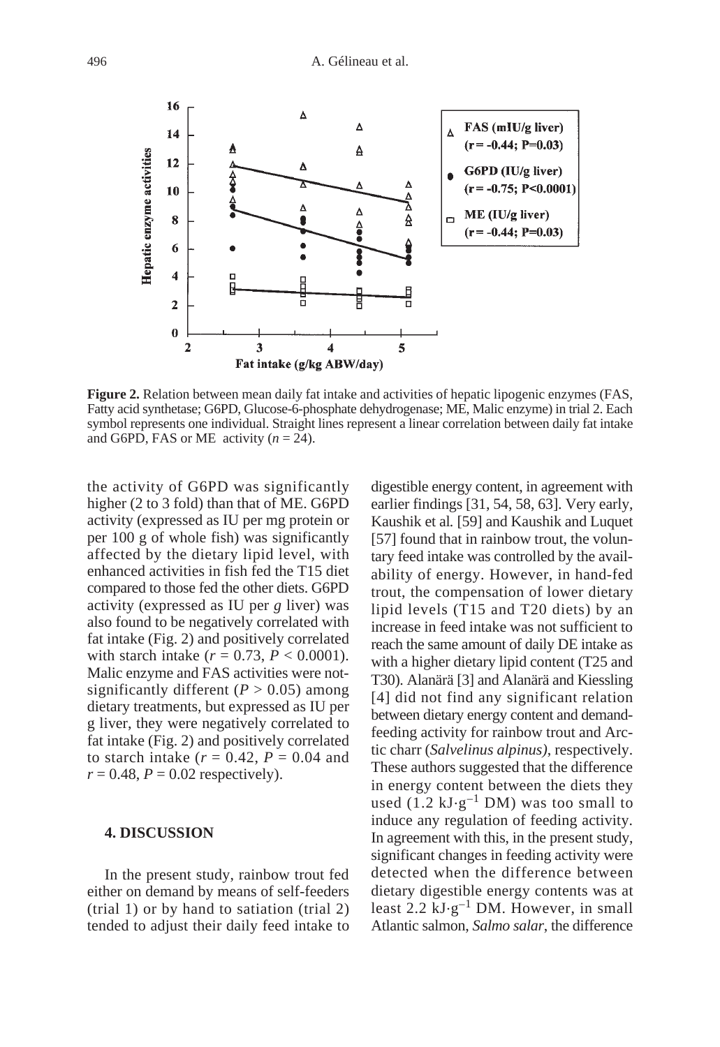**Figure 2.** Relation between mean daily fat intake and activities of hepatic lipogenic enzymes (FAS, Fatty acid synthetase; G6PD, Glucose-6-phosphate dehydrogenase; ME, Malic enzyme) in trial 2. Each symbol represents one individual. Straight lines represent a linear correlation between daily fat intake and G6PD, FAS or ME activity ($n = 24$).

the activity of G6PD was significantly higher (2 to 3 fold) than that of ME. G6PD activity (expressed as IU per mg protein or per 100 g of whole fish) was significantly affected by the dietary lipid level, with enhanced activities in fish fed the T15 diet compared to those fed the other diets. G6PD activity (expressed as IU per *g* liver) was also found to be negatively correlated with fat intake (Fig. 2) and positively correlated with starch intake ($r = 0.73$, $P < 0.0001$). Malic enzyme and FAS activities were not-significantly different ($P > 0.05$) among dietary treatments, but expressed as IU per g liver, they were negatively correlated to fat intake (Fig. 2) and positively correlated to starch intake ($r = 0.42$, $P = 0.04$ and $r = 0.48$, $P = 0.02$ respectively).

## 4. DISCUSSION

In the present study, rainbow trout fed either on demand by means of self-feeders (trial 1) or by hand to satiation (trial 2) tended to adjust their daily feed intake to digestible energy content, in agreement with earlier findings [31, 54, 58, 63]. Very early, Kaushik et al. [59] and Kaushik and Luquet [57] found that in rainbow trout, the voluntary feed intake was controlled by the availability of energy. However, in hand-fed trout, the compensation of lower dietary lipid levels (T15 and T20 diets) by an increase in feed intake was not sufficient to reach the same amount of daily DE intake as with a higher dietary lipid content (T25 and T30). Alanärä [3] and Alanärä and Kiessling [4] did not find any significant relation between dietary energy content and demand-feeding activity for rainbow trout and Arctic charr (*Salvelinus alpinus)*, respectively. These authors suggested that the difference in energy content between the diets they used ($1.2\ kJ \cdot g^{-1}$ DM) was too small to induce any regulation of feeding activity. In agreement with this, in the present study, significant changes in feeding activity were detected when the difference between dietary digestible energy contents was at least $2.2\ kJ \cdot g^{-1}$ DM. However, in small Atlantic salmon, *Salmo salar*, the difference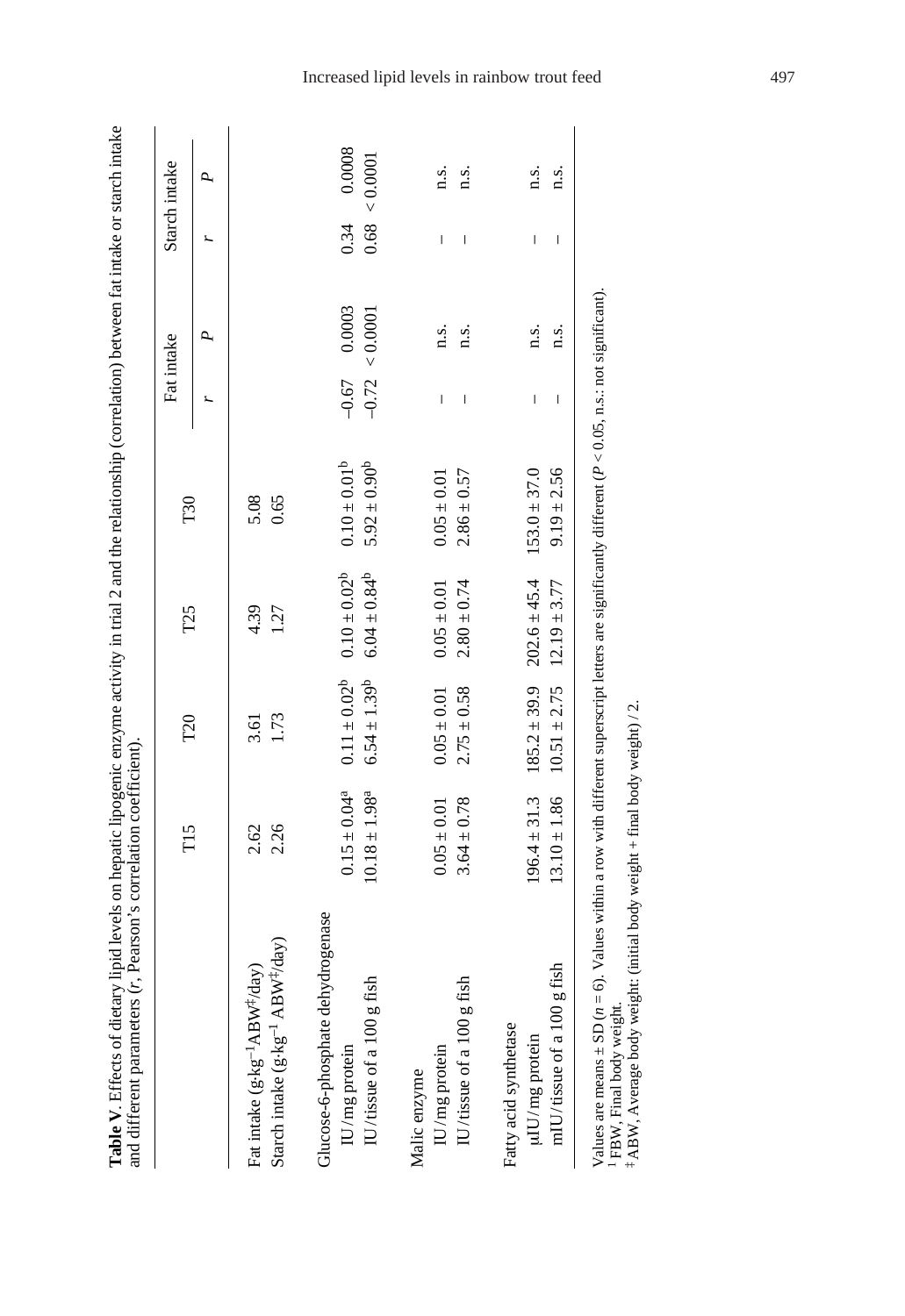**Table V**. Effects of dietary lipid levels on hepatic lipogenic enzyme activity in trial 2 and the relationship (correlation) between fat intake or starch intake and different parameters ($r$, Pearson's correlation coefficient).

| | T15 | T20 | T25 | T30 | Fat intake | | Starch intake | |
|---|---|---|---|---|---|---|---|---|
| | | | | | $r$ | $P$ | $r$ | $P$ |
| Fat intake ($g \cdot kg^{-1} ABW^{‡}/day$) | 2.62 | 3.61 | 4.39 | 5.08 | | | | |
| Starch intake ($g \cdot kg^{-1} ABW^{‡}/day$) | 2.26 | 1.73 | 1.27 | 0.65 | | | | |
| Glucose-6-phosphate dehydrogenase | | | | | | | | |
| IU/mg protein | $0.15 \pm 0.04^{a}$ | $0.11 \pm 0.02^{b}$ | $0.10 \pm 0.02^{b}$ | $0.10 \pm 0.01^{b}$ | –0.67 | 0.0003 | 0.34 | 0.0008 |
| IU/tissue of a 100 g fish | $10.18 \pm 1.98^{a}$ | $6.54 \pm 1.39^{b}$ | $6.04 \pm 0.84^{b}$ | $5.92 \pm 0.90^{b}$ | –0.72 | < 0.0001 | 0.68 | < 0.0001 |
| Malic enzyme | | | | | | | | |
| IU/mg protein | 0.05 ± 0.01 | 0.05 ± 0.01 | 0.05 ± 0.01 | 0.05 ± 0.01 | – | n.s. | – | n.s. |
| IU/tissue of a 100 g fish | 3.64 ± 0.78 | 2.75 ± 0.58 | 2.80 ± 0.74 | 2.86 ± 0.57 | – | n.s. | – | n.s. |
| Fatty acid synthetase | | | | | | | | |
| μIU/mg protein | 196.4 ± 31.3 | 185.2 ± 39.9 | 202.6 ± 45.4 | 153.0 ± 37.0 | – | n.s. | – | n.s. |
| mIU/tissue of a 100 g fish | 13.10 ± 1.86 | 10.51 ± 2.75 | 12.19 ± 3.77 | 9.19 ± 2.56 | – | n.s. | – | n.s. |

Values are means ± SD ($n$ = 6). Values within a row with different superscript letters are significantly different ($P < 0.05$, n.s.: not significant).
[1] FBW, Final body weight.
[‡] ABW, Average body weight: (initial body weight + final body weight) / 2.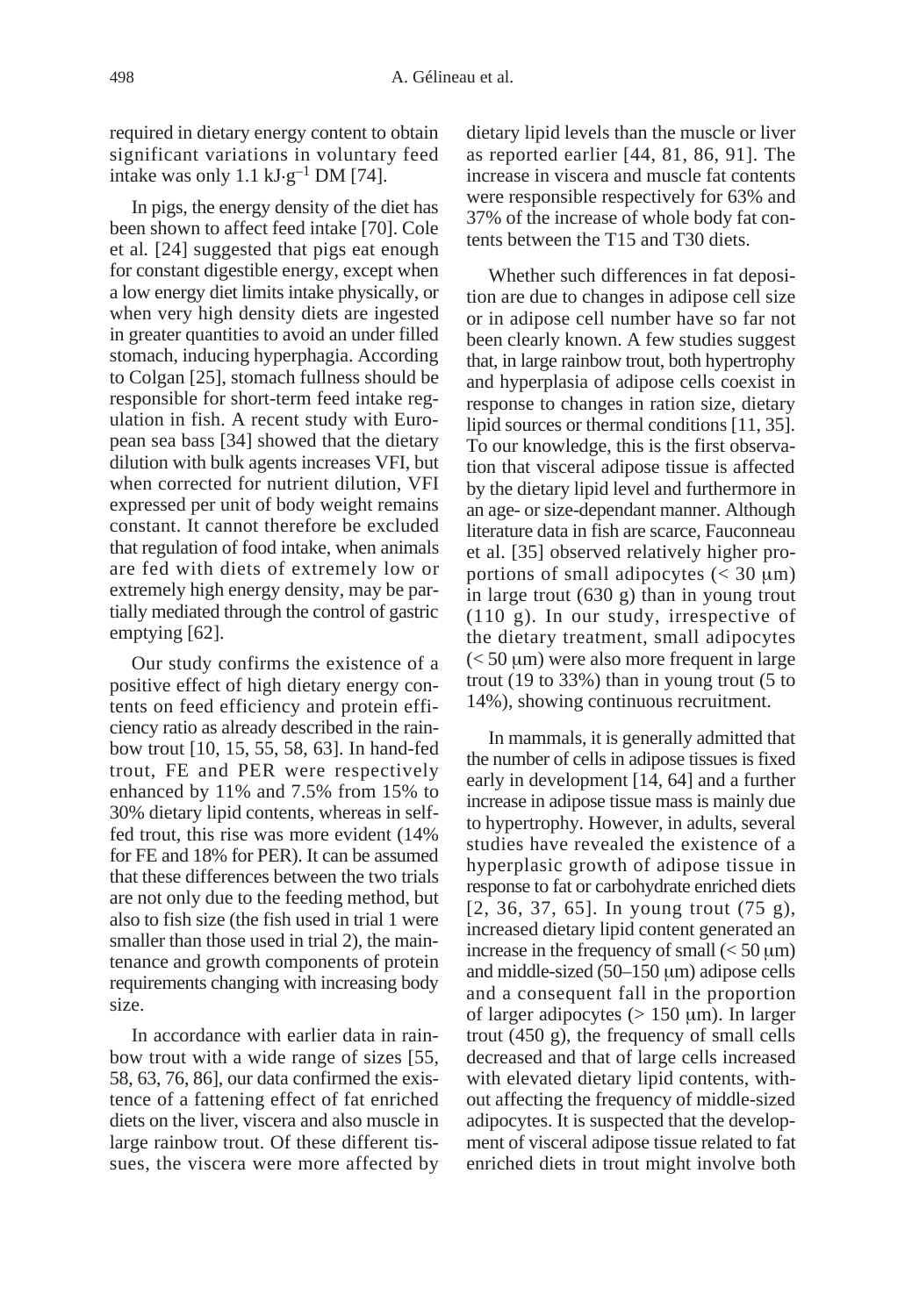required in dietary energy content to obtain significant variations in voluntary feed intake was only 1.1 $kJ \cdot g^{-1}$ DM [74].

In pigs, the energy density of the diet has been shown to affect feed intake [70]. Cole et al. [24] suggested that pigs eat enough for constant digestible energy, except when a low energy diet limits intake physically, or when very high density diets are ingested in greater quantities to avoid an under filled stomach, inducing hyperphagia. According to Colgan [25], stomach fullness should be responsible for short-term feed intake regulation in fish. A recent study with European sea bass [34] showed that the dietary dilution with bulk agents increases VFI, but when corrected for nutrient dilution, VFI expressed per unit of body weight remains constant. It cannot therefore be excluded that regulation of food intake, when animals are fed with diets of extremely low or extremely high energy density, may be partially mediated through the control of gastric emptying [62].

Our study confirms the existence of a positive effect of high dietary energy contents on feed efficiency and protein efficiency ratio as already described in the rainbow trout [10, 15, 55, 58, 63]. In hand-fed trout, FE and PER were respectively enhanced by 11% and 7.5% from 15% to 30% dietary lipid contents, whereas in self-fed trout, this rise was more evident (14% for FE and 18% for PER). It can be assumed that these differences between the two trials are not only due to the feeding method, but also to fish size (the fish used in trial 1 were smaller than those used in trial 2), the maintenance and growth components of protein requirements changing with increasing body size.

In accordance with earlier data in rainbow trout with a wide range of sizes [55, 58, 63, 76, 86], our data confirmed the existence of a fattening effect of fat enriched diets on the liver, viscera and also muscle in large rainbow trout. Of these different tissues, the viscera were more affected by dietary lipid levels than the muscle or liver as reported earlier [44, 81, 86, 91]. The increase in viscera and muscle fat contents were responsible respectively for 63% and 37% of the increase of whole body fat contents between the T15 and T30 diets.

Whether such differences in fat deposition are due to changes in adipose cell size or in adipose cell number have so far not been clearly known. A few studies suggest that, in large rainbow trout, both hypertrophy and hyperplasia of adipose cells coexist in response to changes in ration size, dietary lipid sources or thermal conditions [11, 35]. To our knowledge, this is the first observation that visceral adipose tissue is affected by the dietary lipid level and furthermore in an age- or size-dependant manner. Although literature data in fish are scarce, Fauconneau et al. [35] observed relatively higher proportions of small adipocytes (< 30 μm) in large trout (630 g) than in young trout (110 g). In our study, irrespective of the dietary treatment, small adipocytes (< 50 μm) were also more frequent in large trout (19 to 33%) than in young trout (5 to 14%), showing continuous recruitment.

In mammals, it is generally admitted that the number of cells in adipose tissues is fixed early in development [14, 64] and a further increase in adipose tissue mass is mainly due to hypertrophy. However, in adults, several studies have revealed the existence of a hyperplasic growth of adipose tissue in response to fat or carbohydrate enriched diets [2, 36, 37, 65]. In young trout (75 g), increased dietary lipid content generated an increase in the frequency of small (< 50 μm) and middle-sized (50–150 μm) adipose cells and a consequent fall in the proportion of larger adipocytes (> 150 μm). In larger trout (450 g), the frequency of small cells decreased and that of large cells increased with elevated dietary lipid contents, without affecting the frequency of middle-sized adipocytes. It is suspected that the development of visceral adipose tissue related to fat enriched diets in trout might involve both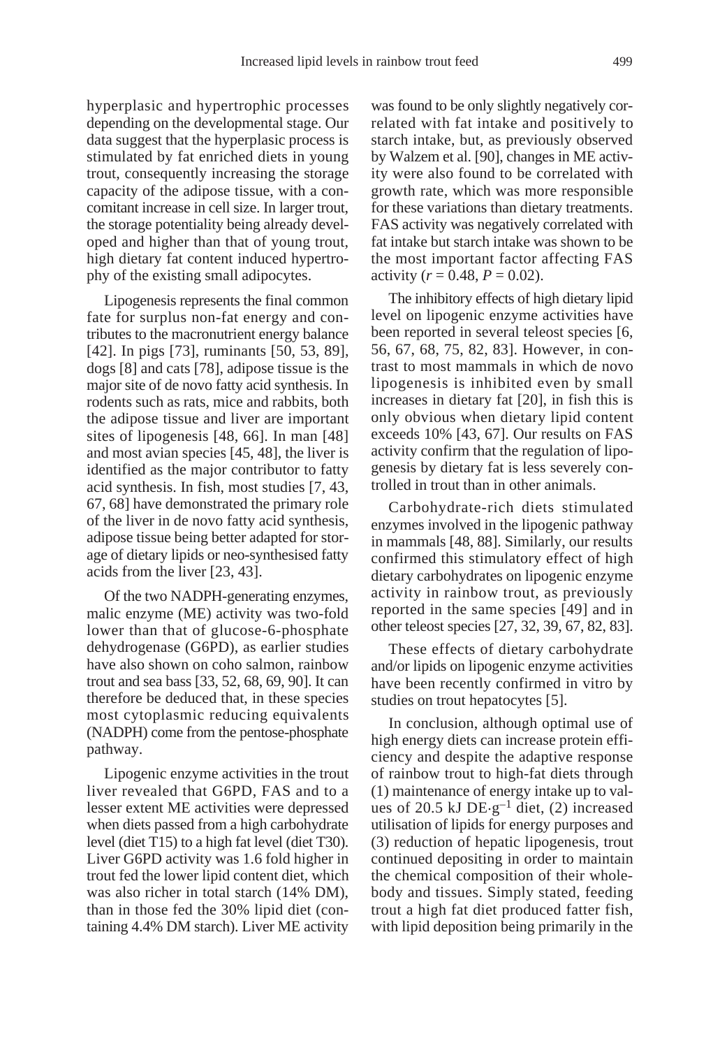hyperplasic and hypertrophic processes depending on the developmental stage. Our data suggest that the hyperplasic process is stimulated by fat enriched diets in young trout, consequently increasing the storage capacity of the adipose tissue, with a concomitant increase in cell size. In larger trout, the storage potentiality being already developed and higher than that of young trout, high dietary fat content induced hypertrophy of the existing small adipocytes.

Lipogenesis represents the final common fate for surplus non-fat energy and contributes to the macronutrient energy balance [42]. In pigs [73], ruminants [50, 53, 89], dogs [8] and cats [78], adipose tissue is the major site of de novo fatty acid synthesis. In rodents such as rats, mice and rabbits, both the adipose tissue and liver are important sites of lipogenesis [48, 66]. In man [48] and most avian species [45, 48], the liver is identified as the major contributor to fatty acid synthesis. In fish, most studies [7, 43, 67, 68] have demonstrated the primary role of the liver in de novo fatty acid synthesis, adipose tissue being better adapted for storage of dietary lipids or neo-synthesised fatty acids from the liver [23, 43].

Of the two NADPH-generating enzymes, malic enzyme (ME) activity was two-fold lower than that of glucose-6-phosphate dehydrogenase (G6PD), as earlier studies have also shown on coho salmon, rainbow trout and sea bass [33, 52, 68, 69, 90]. It can therefore be deduced that, in these species most cytoplasmic reducing equivalents (NADPH) come from the pentose-phosphate pathway.

Lipogenic enzyme activities in the trout liver revealed that G6PD, FAS and to a lesser extent ME activities were depressed when diets passed from a high carbohydrate level (diet T15) to a high fat level (diet T30). Liver G6PD activity was 1.6 fold higher in trout fed the lower lipid content diet, which was also richer in total starch (14% DM), than in those fed the 30% lipid diet (containing 4.4% DM starch). Liver ME activity was found to be only slightly negatively correlated with fat intake and positively to starch intake, but, as previously observed by Walzem et al. [90], changes in ME activity were also found to be correlated with growth rate, which was more responsible for these variations than dietary treatments. FAS activity was negatively correlated with fat intake but starch intake was shown to be the most important factor affecting FAS activity ($r = 0.48$, $P = 0.02$).

The inhibitory effects of high dietary lipid level on lipogenic enzyme activities have been reported in several teleost species [6, 56, 67, 68, 75, 82, 83]. However, in contrast to most mammals in which de novo lipogenesis is inhibited even by small increases in dietary fat [20], in fish this is only obvious when dietary lipid content exceeds 10% [43, 67]. Our results on FAS activity confirm that the regulation of lipogenesis by dietary fat is less severely controlled in trout than in other animals.

Carbohydrate-rich diets stimulated enzymes involved in the lipogenic pathway in mammals [48, 88]. Similarly, our results confirmed this stimulatory effect of high dietary carbohydrates on lipogenic enzyme activity in rainbow trout, as previously reported in the same species [49] and in other teleost species [27, 32, 39, 67, 82, 83].

These effects of dietary carbohydrate and/or lipids on lipogenic enzyme activities have been recently confirmed in vitro by studies on trout hepatocytes [5].

In conclusion, although optimal use of high energy diets can increase protein efficiency and despite the adaptive response of rainbow trout to high-fat diets through (1) maintenance of energy intake up to values of 20.5 kJ DE$\cdot$g$^{-1}$ diet, (2) increased utilisation of lipids for energy purposes and (3) reduction of hepatic lipogenesis, trout continued depositing in order to maintain the chemical composition of their whole-body and tissues. Simply stated, feeding trout a high fat diet produced fatter fish, with lipid deposition being primarily in the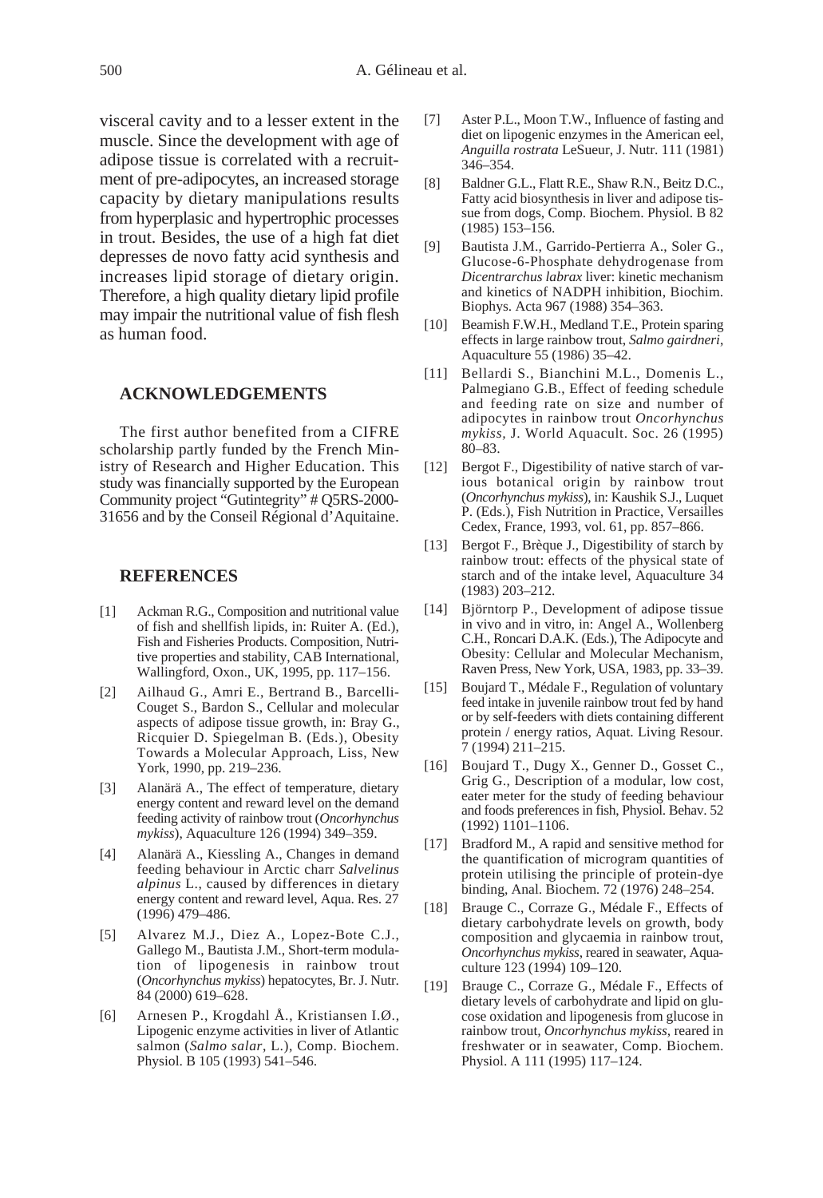visceral cavity and to a lesser extent in the muscle. Since the development with age of adipose tissue is correlated with a recruitment of pre-adipocytes, an increased storage capacity by dietary manipulations results from hyperplasic and hypertrophic processes in trout. Besides, the use of a high fat diet depresses de novo fatty acid synthesis and increases lipid storage of dietary origin. Therefore, a high quality dietary lipid profile may impair the nutritional value of fish flesh as human food.

## ACKNOWLEDGEMENTS

The first author benefited from a CIFRE scholarship partly funded by the French Ministry of Research and Higher Education. This study was financially supported by the European Community project "Gutintegrity" # Q5RS-2000-31656 and by the Conseil Régional d'Aquitaine.

## REFERENCES

[1] Ackman R.G., Composition and nutritional value of fish and shellfish lipids, in: Ruiter A. (Ed.), Fish and Fisheries Products. Composition, Nutritive properties and stability, CAB International, Wallingford, Oxon., UK, 1995, pp. 117–156.

[2] Ailhaud G., Amri E., Bertrand B., Barcelli-Couget S., Bardon S., Cellular and molecular aspects of adipose tissue growth, in: Bray G., Ricquier D. Spiegelman B. (Eds.), Obesity Towards a Molecular Approach, Liss, New York, 1990, pp. 219–236.

[3] Alanärä A., The effect of temperature, dietary energy content and reward level on the demand feeding activity of rainbow trout (*Oncorhynchus mykiss*), Aquaculture 126 (1994) 349–359.

[4] Alanärä A., Kiessling A., Changes in demand feeding behaviour in Arctic charr *Salvelinus alpinus* L., caused by differences in dietary energy content and reward level, Aqua. Res. 27 (1996) 479–486.

[5] Alvarez M.J., Diez A., Lopez-Bote C.J., Gallego M., Bautista J.M., Short-term modulation of lipogenesis in rainbow trout (*Oncorhynchus mykiss*) hepatocytes, Br. J. Nutr. 84 (2000) 619–628.

[6] Arnesen P., Krogdahl Å., Kristiansen I.Ø., Lipogenic enzyme activities in liver of Atlantic salmon (*Salmo salar*, L.), Comp. Biochem. Physiol. B 105 (1993) 541–546.

[7] Aster P.L., Moon T.W., Influence of fasting and diet on lipogenic enzymes in the American eel, *Anguilla rostrata* LeSueur, J. Nutr. 111 (1981) 346–354.

[8] Baldner G.L., Flatt R.E., Shaw R.N., Beitz D.C., Fatty acid biosynthesis in liver and adipose tissue from dogs, Comp. Biochem. Physiol. B 82 (1985) 153–156.

[9] Bautista J.M., Garrido-Pertierra A., Soler G., Glucose-6-Phosphate dehydrogenase from *Dicentrarchus labrax* liver: kinetic mechanism and kinetics of NADPH inhibition, Biochim. Biophys. Acta 967 (1988) 354–363.

[10] Beamish F.W.H., Medland T.E., Protein sparing effects in large rainbow trout, *Salmo gairdneri*, Aquaculture 55 (1986) 35–42.

[11] Bellardi S., Bianchini M.L., Domenis L., Palmegiano G.B., Effect of feeding schedule and feeding rate on size and number of adipocytes in rainbow trout *Oncorhynchus mykiss*, J. World Aquacult. Soc. 26 (1995) 80–83.

[12] Bergot F., Digestibility of native starch of various botanical origin by rainbow trout (*Oncorhynchus mykiss*), in: Kaushik S.J., Luquet P. (Eds.), Fish Nutrition in Practice, Versailles Cedex, France, 1993, vol. 61, pp. 857–866.

[13] Bergot F., Brèque J., Digestibility of starch by rainbow trout: effects of the physical state of starch and of the intake level, Aquaculture 34 (1983) 203–212.

[14] Björntorp P., Development of adipose tissue in vivo and in vitro, in: Angel A., Wollenberg C.H., Roncari D.A.K. (Eds.), The Adipocyte and Obesity: Cellular and Molecular Mechanism, Raven Press, New York, USA, 1983, pp. 33–39.

[15] Boujard T., Médale F., Regulation of voluntary feed intake in juvenile rainbow trout fed by hand or by self-feeders with diets containing different protein / energy ratios, Aquat. Living Resour. 7 (1994) 211–215.

[16] Boujard T., Dugy X., Genner D., Gosset C., Grig G., Description of a modular, low cost, eater meter for the study of feeding behaviour and foods preferences in fish, Physiol. Behav. 52 (1992) 1101–1106.

[17] Bradford M., A rapid and sensitive method for the quantification of microgram quantities of protein utilising the principle of protein-dye binding, Anal. Biochem. 72 (1976) 248–254.

[18] Brauge C., Corraze G., Médale F., Effects of dietary carbohydrate levels on growth, body composition and glycaemia in rainbow trout, *Oncorhynchus mykiss*, reared in seawater, Aquaculture 123 (1994) 109–120.

[19] Brauge C., Corraze G., Médale F., Effects of dietary levels of carbohydrate and lipid on glucose oxidation and lipogenesis from glucose in rainbow trout, *Oncorhynchus mykiss*, reared in freshwater or in seawater, Comp. Biochem. Physiol. A 111 (1995) 117–124.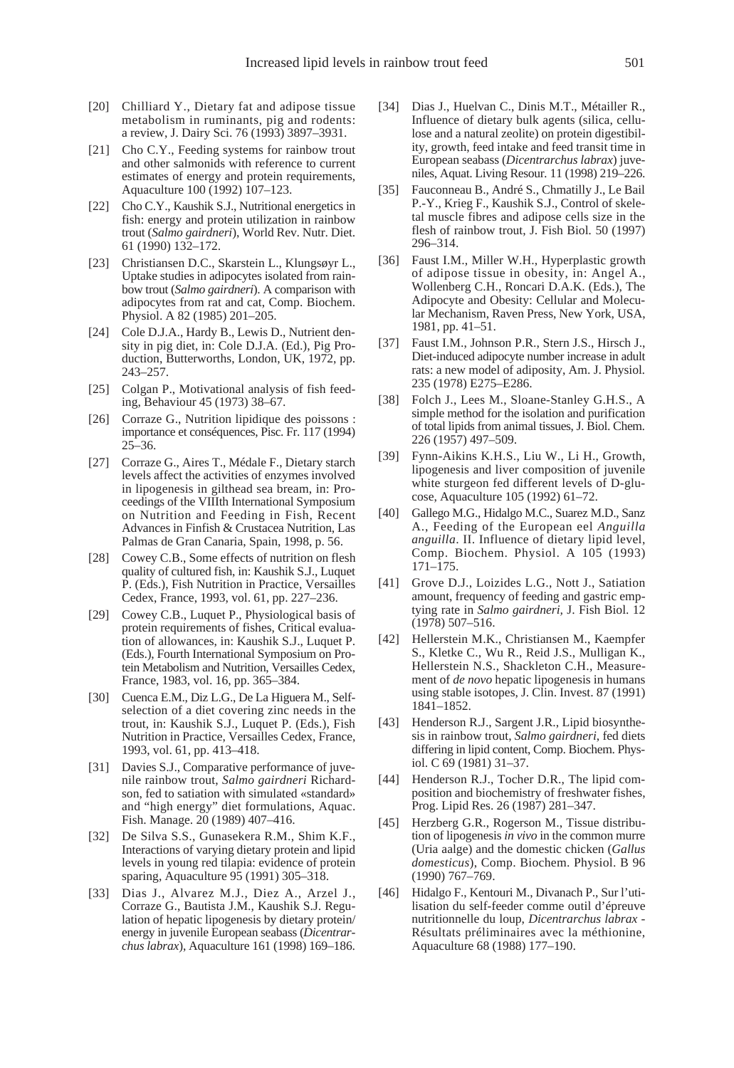[20] Chilliard Y., Dietary fat and adipose tissue metabolism in ruminants, pig and rodents: a review, J. Dairy Sci. 76 (1993) 3897–3931.

[21] Cho C.Y., Feeding systems for rainbow trout and other salmonids with reference to current estimates of energy and protein requirements, Aquaculture 100 (1992) 107–123.

[22] Cho C.Y., Kaushik S.J., Nutritional energetics in fish: energy and protein utilization in rainbow trout (*Salmo gairdneri*), World Rev. Nutr. Diet. 61 (1990) 132–172.

[23] Christiansen D.C., Skarstein L., Klungsøyr L., Uptake studies in adipocytes isolated from rainbow trout (*Salmo gairdneri*). A comparison with adipocytes from rat and cat, Comp. Biochem. Physiol. A 82 (1985) 201–205.

[24] Cole D.J.A., Hardy B., Lewis D., Nutrient density in pig diet, in: Cole D.J.A. (Ed.), Pig Production, Butterworths, London, UK, 1972, pp. 243–257.

[25] Colgan P., Motivational analysis of fish feeding, Behaviour 45 (1973) 38–67.

[26] Corraze G., Nutrition lipidique des poissons : importance et conséquences, Pisc. Fr. 117 (1994) 25–36.

[27] Corraze G., Aires T., Médale F., Dietary starch levels affect the activities of enzymes involved in lipogenesis in gilthead sea bream, in: Proceedings of the VIIIth International Symposium on Nutrition and Feeding in Fish, Recent Advances in Finfish & Crustacea Nutrition, Las Palmas de Gran Canaria, Spain, 1998, p. 56.

[28] Cowey C.B., Some effects of nutrition on flesh quality of cultured fish, in: Kaushik S.J., Luquet P. (Eds.), Fish Nutrition in Practice, Versailles Cedex, France, 1993, vol. 61, pp. 227–236.

[29] Cowey C.B., Luquet P., Physiological basis of protein requirements of fishes, Critical evaluation of allowances, in: Kaushik S.J., Luquet P. (Eds.), Fourth International Symposium on Protein Metabolism and Nutrition, Versailles Cedex, France, 1983, vol. 16, pp. 365–384.

[30] Cuenca E.M., Diz L.G., De La Higuera M., Self-selection of a diet covering zinc needs in the trout, in: Kaushik S.J., Luquet P. (Eds.), Fish Nutrition in Practice, Versailles Cedex, France, 1993, vol. 61, pp. 413–418.

[31] Davies S.J., Comparative performance of juvenile rainbow trout, *Salmo gairdneri* Richardson, fed to satiation with simulated «standard» and "high energy" diet formulations, Aquac. Fish. Manage. 20 (1989) 407–416.

[32] De Silva S.S., Gunasekera R.M., Shim K.F., Interactions of varying dietary protein and lipid levels in young red tilapia: evidence of protein sparing, Aquaculture 95 (1991) 305–318.

[33] Dias J., Alvarez M.J., Diez A., Arzel J., Corraze G., Bautista J.M., Kaushik S.J. Regulation of hepatic lipogenesis by dietary protein/energy in juvenile European seabass (*Dicentrarchus labrax*), Aquaculture 161 (1998) 169–186.

[34] Dias J., Huelvan C., Dinis M.T., Métailler R., Influence of dietary bulk agents (silica, cellulose and a natural zeolite) on protein digestibility, growth, feed intake and feed transit time in European seabass (*Dicentrarchus labrax*) juveniles, Aquat. Living Resour. 11 (1998) 219–226.

[35] Fauconneau B., André S., Chmatilly J., Le Bail P.-Y., Krieg F., Kaushik S.J., Control of skeletal muscle fibres and adipose cells size in the flesh of rainbow trout, J. Fish Biol. 50 (1997) 296–314.

[36] Faust I.M., Miller W.H., Hyperplastic growth of adipose tissue in obesity, in: Angel A., Wollenberg C.H., Roncari D.A.K. (Eds.), The Adipocyte and Obesity: Cellular and Molecular Mechanism, Raven Press, New York, USA, 1981, pp. 41–51.

[37] Faust I.M., Johnson P.R., Stern J.S., Hirsch J., Diet-induced adipocyte number increase in adult rats: a new model of adiposity, Am. J. Physiol. 235 (1978) E275–E286.

[38] Folch J., Lees M., Sloane-Stanley G.H.S., A simple method for the isolation and purification of total lipids from animal tissues, J. Biol. Chem. 226 (1957) 497–509.

[39] Fynn-Aikins K.H.S., Liu W., Li H., Growth, lipogenesis and liver composition of juvenile white sturgeon fed different levels of D-glucose, Aquaculture 105 (1992) 61–72.

[40] Gallego M.G., Hidalgo M.C., Suarez M.D., Sanz A., Feeding of the European eel *Anguilla anguilla*. II. Influence of dietary lipid level, Comp. Biochem. Physiol. A 105 (1993) 171–175.

[41] Grove D.J., Loizides L.G., Nott J., Satiation amount, frequency of feeding and gastric emptying rate in *Salmo gairdneri*, J. Fish Biol. 12 (1978) 507–516.

[42] Hellerstein M.K., Christiansen M., Kaempfer S., Kletke C., Wu R., Reid J.S., Mulligan K., Hellerstein N.S., Shackleton C.H., Measurement of *de novo* hepatic lipogenesis in humans using stable isotopes, J. Clin. Invest. 87 (1991) 1841–1852.

[43] Henderson R.J., Sargent J.R., Lipid biosynthesis in rainbow trout, *Salmo gairdneri*, fed diets differing in lipid content, Comp. Biochem. Physiol. C 69 (1981) 31–37.

[44] Henderson R.J., Tocher D.R., The lipid composition and biochemistry of freshwater fishes, Prog. Lipid Res. 26 (1987) 281–347.

[45] Herzberg G.R., Rogerson M., Tissue distribution of lipogenesis *in vivo* in the common murre (Uria aalge) and the domestic chicken (*Gallus domesticus*), Comp. Biochem. Physiol. B 96 (1990) 767–769.

[46] Hidalgo F., Kentouri M., Divanach P., Sur l'utilisation du self-feeder comme outil d'épreuve nutritionnelle du loup, *Dicentrarchus labrax* - Résultats préliminaires avec la méthionine, Aquaculture 68 (1988) 177–190.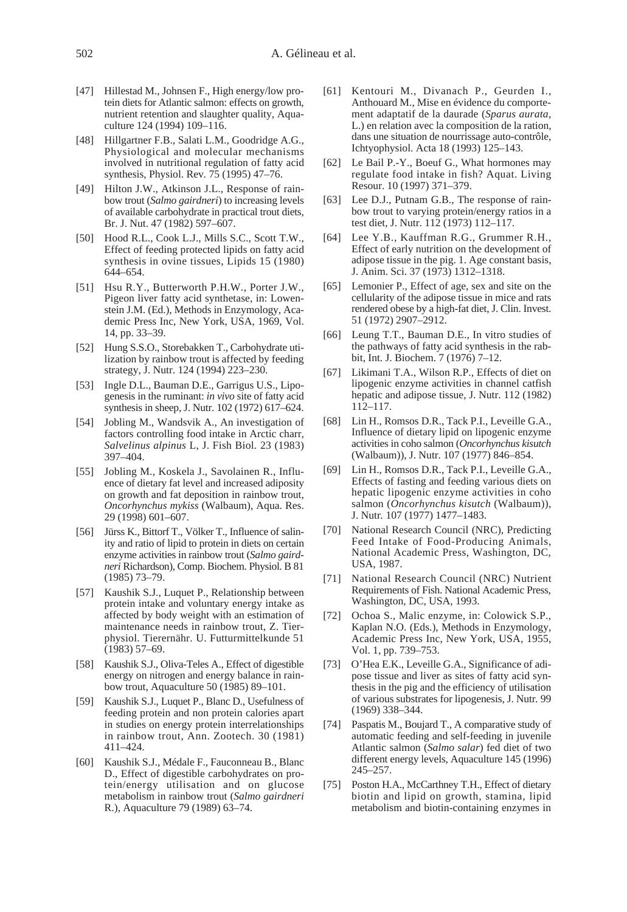[47] Hillestad M., Johnsen F., High energy/low protein diets for Atlantic salmon: effects on growth, nutrient retention and slaughter quality, Aquaculture 124 (1994) 109–116.

[48] Hillgartner F.B., Salati L.M., Goodridge A.G., Physiological and molecular mechanisms involved in nutritional regulation of fatty acid synthesis, Physiol. Rev. 75 (1995) 47–76.

[49] Hilton J.W., Atkinson J.L., Response of rainbow trout (*Salmo gairdneri*) to increasing levels of available carbohydrate in practical trout diets, Br. J. Nut. 47 (1982) 597–607.

[50] Hood R.L., Cook L.J., Mills S.C., Scott T.W., Effect of feeding protected lipids on fatty acid synthesis in ovine tissues, Lipids 15 (1980) 644–654.

[51] Hsu R.Y., Butterworth P.H.W., Porter J.W., Pigeon liver fatty acid synthetase, in: Lowenstein J.M. (Ed.), Methods in Enzymology, Academic Press Inc, New York, USA, 1969, Vol. 14, pp. 33–39.

[52] Hung S.S.O., Storebakken T., Carbohydrate utilization by rainbow trout is affected by feeding strategy, J. Nutr. 124 (1994) 223–230.

[53] Ingle D.L., Bauman D.E., Garrigus U.S., Lipogenesis in the ruminant: *in vivo* site of fatty acid synthesis in sheep, J. Nutr. 102 (1972) 617–624.

[54] Jobling M., Wandsvik A., An investigation of factors controlling food intake in Arctic charr, *Salvelinus alpinus* L, J. Fish Biol. 23 (1983) 397–404.

[55] Jobling M., Koskela J., Savolainen R., Influence of dietary fat level and increased adiposity on growth and fat deposition in rainbow trout, *Oncorhynchus mykiss* (Walbaum), Aqua. Res. 29 (1998) 601–607.

[56] Jürss K., Bittorf T., Völker T., Influence of salinity and ratio of lipid to protein in diets on certain enzyme activities in rainbow trout (*Salmo gairdneri* Richardson), Comp. Biochem. Physiol. B 81 (1985) 73–79.

[57] Kaushik S.J., Luquet P., Relationship between protein intake and voluntary energy intake as affected by body weight with an estimation of maintenance needs in rainbow trout, Z. Tierphysiol. Tierernähr. U. Futturmittelkunde 51 (1983) 57–69.

[58] Kaushik S.J., Oliva-Teles A., Effect of digestible energy on nitrogen and energy balance in rainbow trout, Aquaculture 50 (1985) 89–101.

[59] Kaushik S.J., Luquet P., Blanc D., Usefulness of feeding protein and non protein calories apart in studies on energy protein interrelationships in rainbow trout, Ann. Zootech. 30 (1981) 411–424.

[60] Kaushik S.J., Médale F., Fauconneau B., Blanc D., Effect of digestible carbohydrates on protein/energy utilisation and on glucose metabolism in rainbow trout (*Salmo gairdneri* R.), Aquaculture 79 (1989) 63–74.

[61] Kentouri M., Divanach P., Geurden I., Anthouard M., Mise en évidence du comportement adaptatif de la daurade (*Sparus aurata*, L.) en relation avec la composition de la ration, dans une situation de nourrissage auto-contrôle, Ichtyophysiol. Acta 18 (1993) 125–143.

[62] Le Bail P.-Y., Boeuf G., What hormones may regulate food intake in fish? Aquat. Living Resour. 10 (1997) 371–379.

[63] Lee D.J., Putnam G.B., The response of rainbow trout to varying protein/energy ratios in a test diet, J. Nutr. 112 (1973) 112–117.

[64] Lee Y.B., Kauffman R.G., Grummer R.H., Effect of early nutrition on the development of adipose tissue in the pig. 1. Age constant basis, J. Anim. Sci. 37 (1973) 1312–1318.

[65] Lemonier P., Effect of age, sex and site on the cellularity of the adipose tissue in mice and rats rendered obese by a high-fat diet, J. Clin. Invest. 51 (1972) 2907–2912.

[66] Leung T.T., Bauman D.E., In vitro studies of the pathways of fatty acid synthesis in the rabbit, Int. J. Biochem. 7 (1976) 7–12.

[67] Likimani T.A., Wilson R.P., Effects of diet on lipogenic enzyme activities in channel catfish hepatic and adipose tissue, J. Nutr. 112 (1982) 112–117.

[68] Lin H., Romsos D.R., Tack P.I., Leveille G.A., Influence of dietary lipid on lipogenic enzyme activities in coho salmon (*Oncorhynchus kisutch* (Walbaum)), J. Nutr. 107 (1977) 846–854.

[69] Lin H., Romsos D.R., Tack P.I., Leveille G.A., Effects of fasting and feeding various diets on hepatic lipogenic enzyme activities in coho salmon (*Oncorhynchus kisutch* (Walbaum)), J. Nutr. 107 (1977) 1477–1483.

[70] National Research Council (NRC), Predicting Feed Intake of Food-Producing Animals, National Academic Press, Washington, DC, USA, 1987.

[71] National Research Council (NRC) Nutrient Requirements of Fish. National Academic Press, Washington, DC, USA, 1993.

[72] Ochoa S., Malic enzyme, in: Colowick S.P., Kaplan N.O. (Eds.), Methods in Enzymology, Academic Press Inc, New York, USA, 1955, Vol. 1, pp. 739–753.

[73] O'Hea E.K., Leveille G.A., Significance of adipose tissue and liver as sites of fatty acid synthesis in the pig and the efficiency of utilisation of various substrates for lipogenesis, J. Nutr. 99 (1969) 338–344.

[74] Paspatis M., Boujard T., A comparative study of automatic feeding and self-feeding in juvenile Atlantic salmon (*Salmo salar*) fed diet of two different energy levels, Aquaculture 145 (1996) 245–257.

[75] Poston H.A., McCartney T.H., Effect of dietary biotin and lipid on growth, stamina, lipid metabolism and biotin-containing enzymes in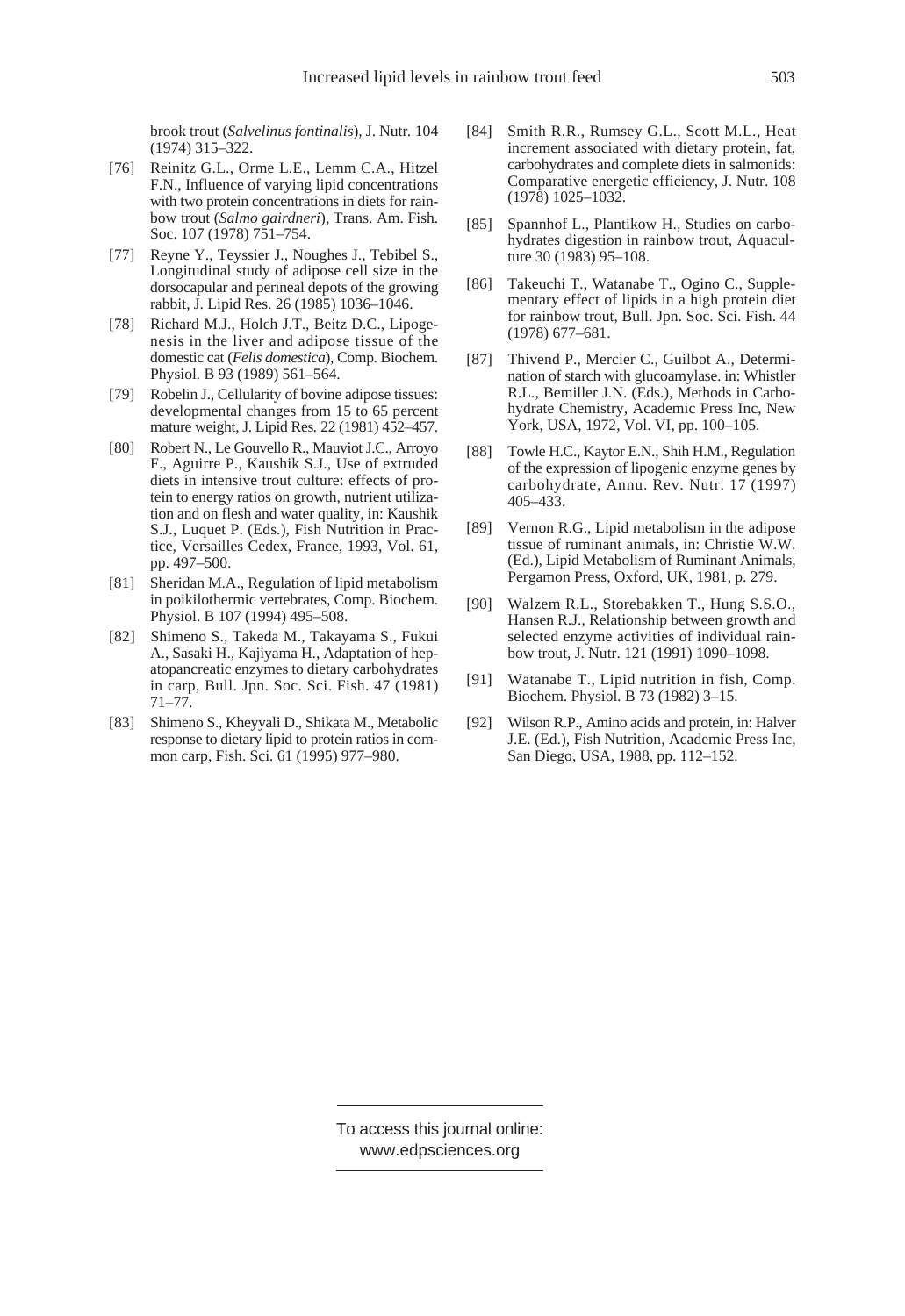brook trout (*Salvelinus fontinalis*), J. Nutr. 104 (1974) 315–322.

[76] Reinitz G.L., Orme L.E., Lemm C.A., Hitzel F.N., Influence of varying lipid concentrations with two protein concentrations in diets for rainbow trout (*Salmo gairdneri*), Trans. Am. Fish. Soc. 107 (1978) 751–754.

[77] Reyne Y., Teyssier J., Noughes J., Tebibel S., Longitudinal study of adipose cell size in the dorsocapular and perineal depots of the growing rabbit, J. Lipid Res. 26 (1985) 1036–1046.

[78] Richard M.J., Holch J.T., Beitz D.C., Lipogenesis in the liver and adipose tissue of the domestic cat (*Felis domestica*), Comp. Biochem. Physiol. B 93 (1989) 561–564.

[79] Robelin J., Cellularity of bovine adipose tissues: developmental changes from 15 to 65 percent mature weight, J. Lipid Res. 22 (1981) 452–457.

[80] Robert N., Le Gouvello R., Mauviot J.C., Arroyo F., Aguirre P., Kaushik S.J., Use of extruded diets in intensive trout culture: effects of protein to energy ratios on growth, nutrient utilization and on flesh and water quality, in: Kaushik S.J., Luquet P. (Eds.), Fish Nutrition in Practice, Versailles Cedex, France, 1993, Vol. 61, pp. 497–500.

[81] Sheridan M.A., Regulation of lipid metabolism in poikilothermic vertebrates, Comp. Biochem. Physiol. B 107 (1994) 495–508.

[82] Shimeno S., Takeda M., Takayama S., Fukui A., Sasaki H., Kajiyama H., Adaptation of hepatopancreatic enzymes to dietary carbohydrates in carp, Bull. Jpn. Soc. Sci. Fish. 47 (1981) 71–77.

[83] Shimeno S., Kheyyali D., Shikata M., Metabolic response to dietary lipid to protein ratios in common carp, Fish. Sci. 61 (1995) 977–980.

[84] Smith R.R., Rumsey G.L., Scott M.L., Heat increment associated with dietary protein, fat, carbohydrates and complete diets in salmonids: Comparative energetic efficiency, J. Nutr. 108 (1978) 1025–1032.

[85] Spannhof L., Plantikow H., Studies on carbohydrates digestion in rainbow trout, Aquaculture 30 (1983) 95–108.

[86] Takeuchi T., Watanabe T., Ogino C., Supplementary effect of lipids in a high protein diet for rainbow trout, Bull. Jpn. Soc. Sci. Fish. 44 (1978) 677–681.

[87] Thivend P., Mercier C., Guilbot A., Determination of starch with glucoamylase. in: Whistler R.L., Bemiller J.N. (Eds.), Methods in Carbohydrate Chemistry, Academic Press Inc, New York, USA, 1972, Vol. VI, pp. 100–105.

[88] Towle H.C., Kaytor E.N., Shih H.M., Regulation of the expression of lipogenic enzyme genes by carbohydrate, Annu. Rev. Nutr. 17 (1997) 405–433.

[89] Vernon R.G., Lipid metabolism in the adipose tissue of ruminant animals, in: Christie W.W. (Ed.), Lipid Metabolism of Ruminant Animals, Pergamon Press, Oxford, UK, 1981, p. 279.

[90] Walzem R.L., Storebakken T., Hung S.S.O., Hansen R.J., Relationship between growth and selected enzyme activities of individual rainbow trout, J. Nutr. 121 (1991) 1090–1098.

[91] Watanabe T., Lipid nutrition in fish, Comp. Biochem. Physiol. B 73 (1982) 3–15.

[92] Wilson R.P., Amino acids and protein, in: Halver J.E. (Ed.), Fish Nutrition, Academic Press Inc, San Diego, USA, 1988, pp. 112–152.

To access this journal online:
www.edpsciences.org